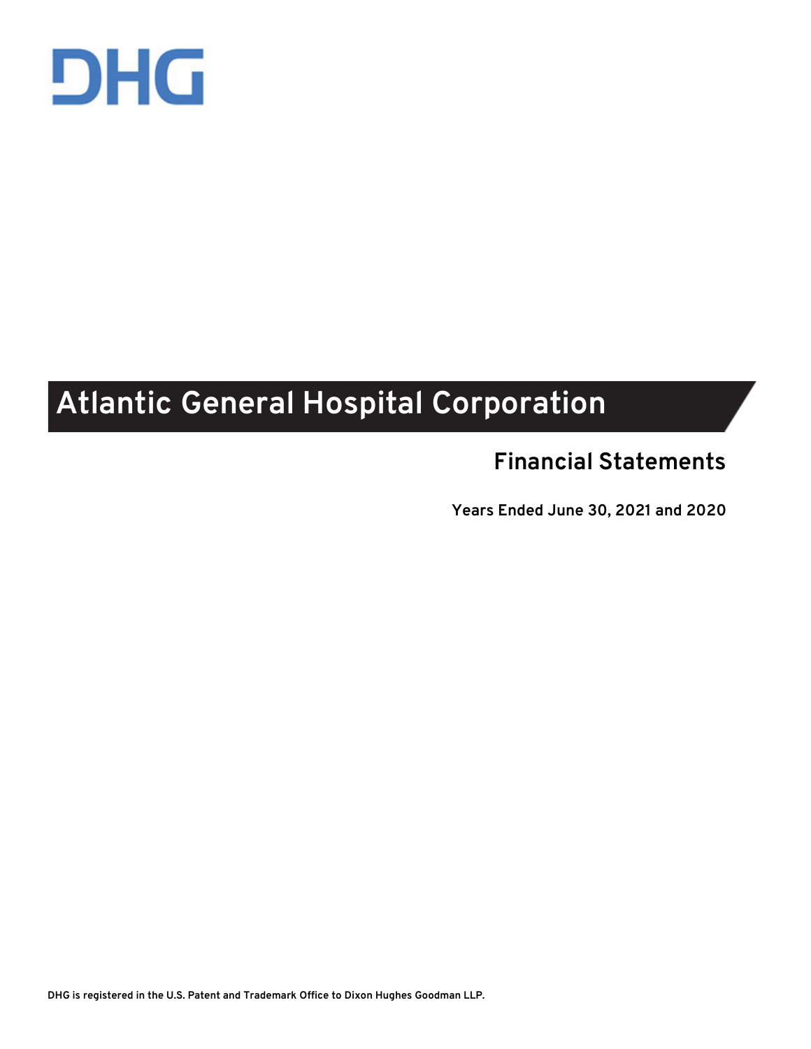DHG

# Atlantic General Hospital Corporation

## Financial Statements

**Years Ended June 30, 2021 and 2020**

**DHG is registered in the U.S. Patent and Trademark Office to Dixon Hughes Goodman LLP.**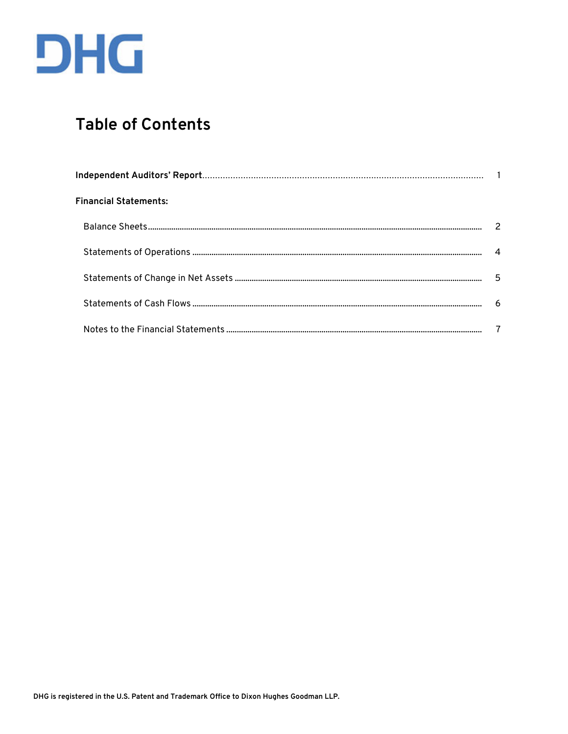DHG

# Table of Contents

| | |
|---|---|
| **Independent Auditors' Report** | 1 |
| **Financial Statements:** | |
| Balance Sheets | 2 |
| Statements of Operations | 4 |
| Statements of Change in Net Assets | 5 |
| Statements of Cash Flows | 6 |
| Notes to the Financial Statements | 7 |

**DHG is registered in the U.S. Patent and Trademark Office to Dixon Hughes Goodman LLP.**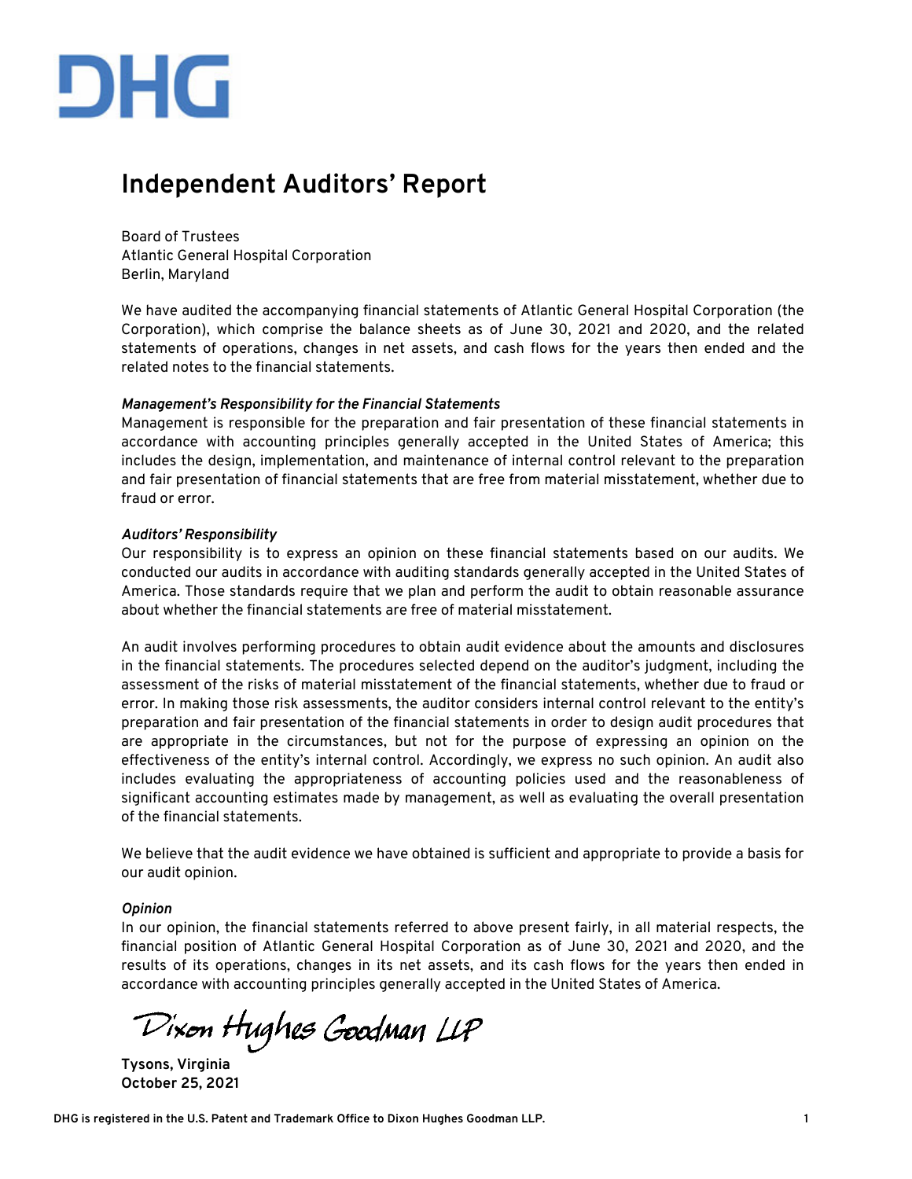DHG

# Independent Auditors' Report

Board of Trustees
Atlantic General Hospital Corporation
Berlin, Maryland

We have audited the accompanying financial statements of Atlantic General Hospital Corporation (the Corporation), which comprise the balance sheets as of June 30, 2021 and 2020, and the related statements of operations, changes in net assets, and cash flows for the years then ended and the related notes to the financial statements.

***Management's Responsibility for the Financial Statements***
Management is responsible for the preparation and fair presentation of these financial statements in accordance with accounting principles generally accepted in the United States of America; this includes the design, implementation, and maintenance of internal control relevant to the preparation and fair presentation of financial statements that are free from material misstatement, whether due to fraud or error.

***Auditors' Responsibility***
Our responsibility is to express an opinion on these financial statements based on our audits. We conducted our audits in accordance with auditing standards generally accepted in the United States of America. Those standards require that we plan and perform the audit to obtain reasonable assurance about whether the financial statements are free of material misstatement.

An audit involves performing procedures to obtain audit evidence about the amounts and disclosures in the financial statements. The procedures selected depend on the auditor's judgment, including the assessment of the risks of material misstatement of the financial statements, whether due to fraud or error. In making those risk assessments, the auditor considers internal control relevant to the entity's preparation and fair presentation of the financial statements in order to design audit procedures that are appropriate in the circumstances, but not for the purpose of expressing an opinion on the effectiveness of the entity's internal control. Accordingly, we express no such opinion. An audit also includes evaluating the appropriateness of accounting policies used and the reasonableness of significant accounting estimates made by management, as well as evaluating the overall presentation of the financial statements.

We believe that the audit evidence we have obtained is sufficient and appropriate to provide a basis for our audit opinion.

***Opinion***
In our opinion, the financial statements referred to above present fairly, in all material respects, the financial position of Atlantic General Hospital Corporation as of June 30, 2021 and 2020, and the results of its operations, changes in its net assets, and its cash flows for the years then ended in accordance with accounting principles generally accepted in the United States of America.

Dixon Hughes Goodman LLP

**Tysons, Virginia**
**October 25, 2021**

DHG is registered in the U.S. Patent and Trademark Office to Dixon Hughes Goodman LLP.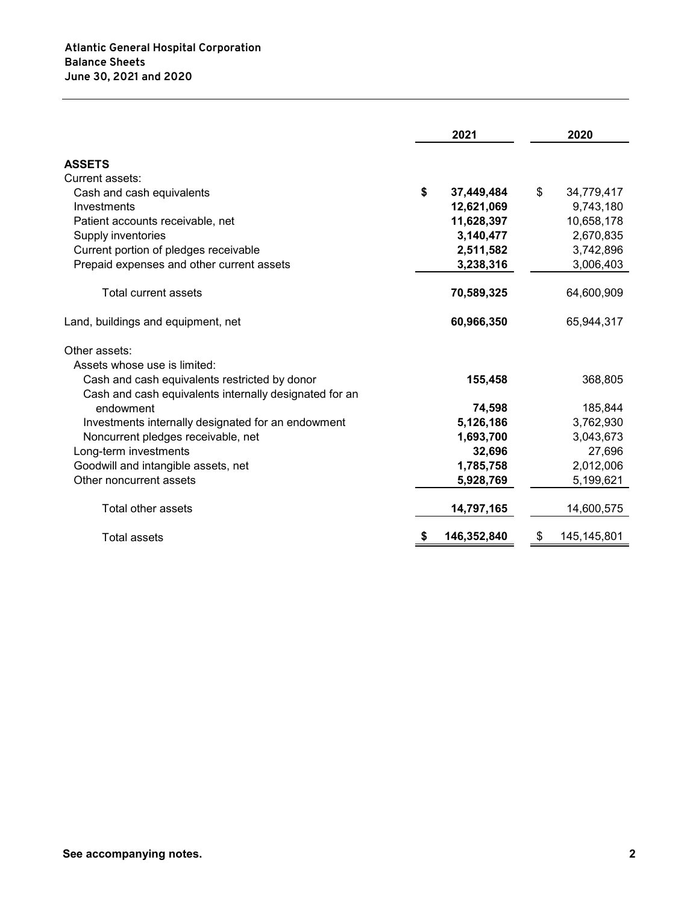**Atlantic General Hospital Corporation**
**Balance Sheets**
**June 30, 2021 and 2020**

| | 2021 | 2020 |
|---|---|---|
| **ASSETS** | | |
| Current assets: | | |
| Cash and cash equivalents | **$ 37,449,484** | $ 34,779,417 |
| Investments | **12,621,069** | 9,743,180 |
| Patient accounts receivable, net | **11,628,397** | 10,658,178 |
| Supply inventories | **3,140,477** | 2,670,835 |
| Current portion of pledges receivable | **2,511,582** | 3,742,896 |
| Prepaid expenses and other current assets | **3,238,316** | 3,006,403 |
| Total current assets | **70,589,325** | 64,600,909 |
| Land, buildings and equipment, net | **60,966,350** | 65,944,317 |
| Other assets: | | |
| Assets whose use is limited: | | |
| Cash and cash equivalents restricted by donor | **155,458** | 368,805 |
| Cash and cash equivalents internally designated for an endowment | **74,598** | 185,844 |
| Investments internally designated for an endowment | **5,126,186** | 3,762,930 |
| Noncurrent pledges receivable, net | **1,693,700** | 3,043,673 |
| Long-term investments | **32,696** | 27,696 |
| Goodwill and intangible assets, net | **1,785,758** | 2,012,006 |
| Other noncurrent assets | **5,928,769** | 5,199,621 |
| Total other assets | **14,797,165** | 14,600,575 |
| Total assets | **$ 146,352,840** | $ 145,145,801 |

**See accompanying notes.**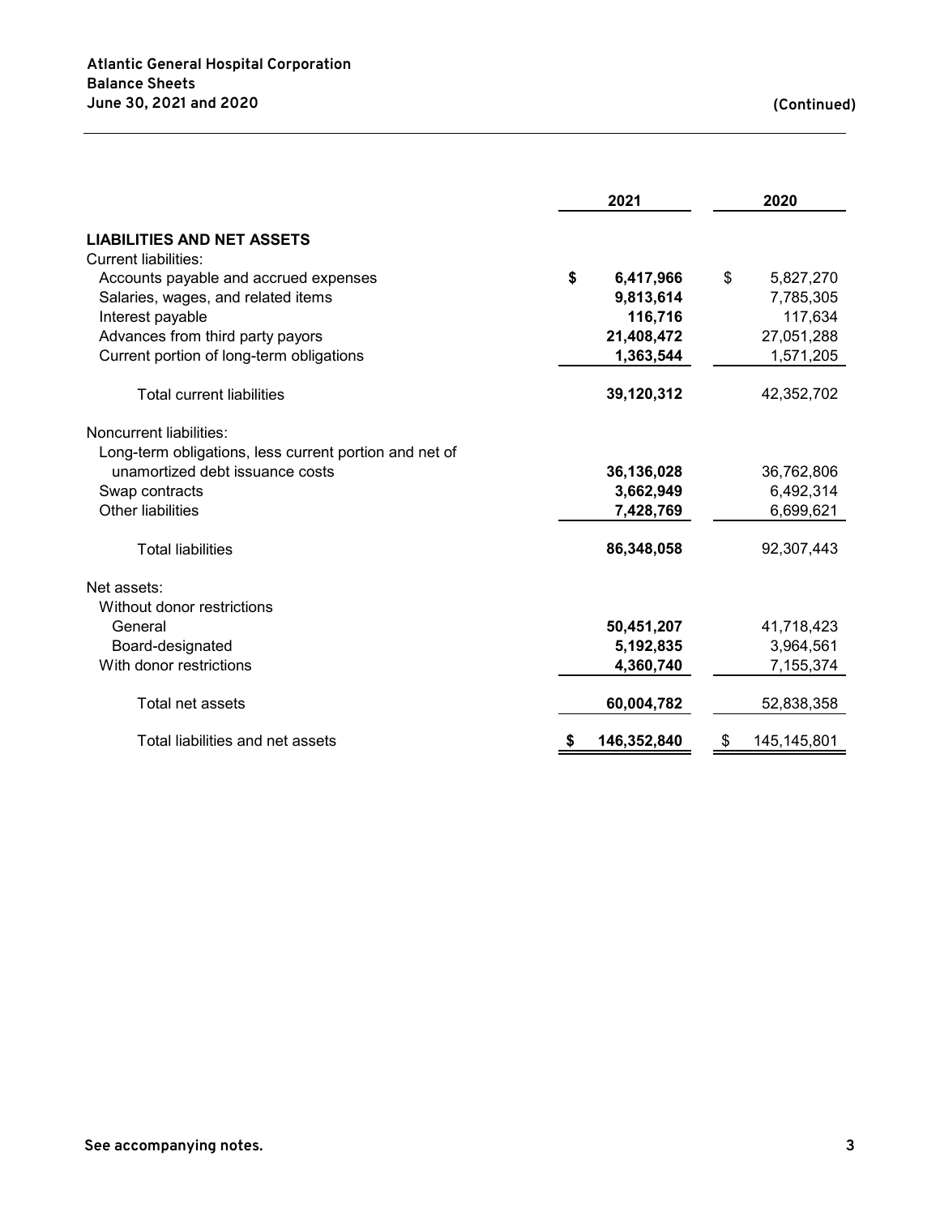**Atlantic General Hospital Corporation**
**Balance Sheets**
**June 30, 2021 and 2020**

**(Continued)**

| | 2021 | 2020 |
|---|---|---|
| **LIABILITIES AND NET ASSETS** | | |
| Current liabilities: | | |
| Accounts payable and accrued expenses | **$ 6,417,966** | $ 5,827,270 |
| Salaries, wages, and related items | **9,813,614** | 7,785,305 |
| Interest payable | **116,716** | 117,634 |
| Advances from third party payors | **21,408,472** | 27,051,288 |
| Current portion of long-term obligations | **1,363,544** | 1,571,205 |
| Total current liabilities | **39,120,312** | 42,352,702 |
| Noncurrent liabilities: | | |
| Long-term obligations, less current portion and net of unamortized debt issuance costs | **36,136,028** | 36,762,806 |
| Swap contracts | **3,662,949** | 6,492,314 |
| Other liabilities | **7,428,769** | 6,699,621 |
| Total liabilities | **86,348,058** | 92,307,443 |
| Net assets: | | |
| Without donor restrictions | | |
| General | **50,451,207** | 41,718,423 |
| Board-designated | **5,192,835** | 3,964,561 |
| With donor restrictions | **4,360,740** | 7,155,374 |
| Total net assets | **60,004,782** | 52,838,358 |
| Total liabilities and net assets | **$ 146,352,840** | $ 145,145,801 |

**See accompanying notes.**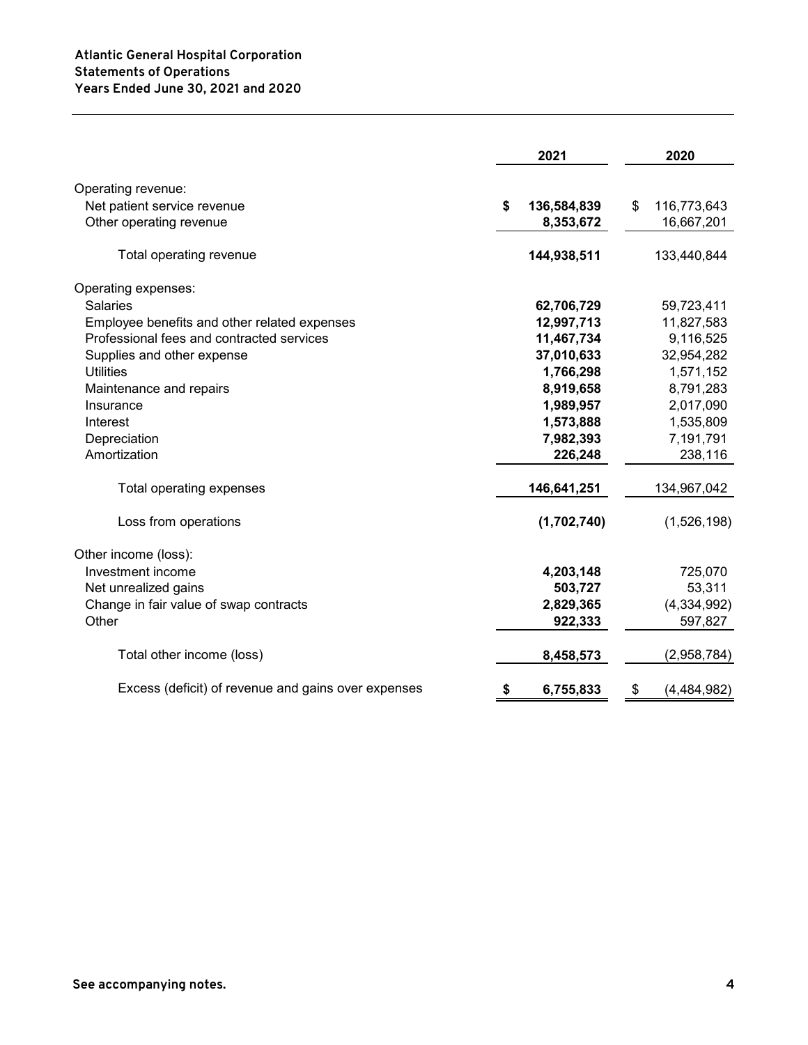**Atlantic General Hospital Corporation**
**Statements of Operations**
**Years Ended June 30, 2021 and 2020**

| | 2021 | 2020 |
|---|---|---|
| Operating revenue: | | |
| Net patient service revenue | **$ 136,584,839** | $ 116,773,643 |
| Other operating revenue | **8,353,672** | 16,667,201 |
| Total operating revenue | **144,938,511** | 133,440,844 |
| Operating expenses: | | |
| Salaries | **62,706,729** | 59,723,411 |
| Employee benefits and other related expenses | **12,997,713** | 11,827,583 |
| Professional fees and contracted services | **11,467,734** | 9,116,525 |
| Supplies and other expense | **37,010,633** | 32,954,282 |
| Utilities | **1,766,298** | 1,571,152 |
| Maintenance and repairs | **8,919,658** | 8,791,283 |
| Insurance | **1,989,957** | 2,017,090 |
| Interest | **1,573,888** | 1,535,809 |
| Depreciation | **7,982,393** | 7,191,791 |
| Amortization | **226,248** | 238,116 |
| Total operating expenses | **146,641,251** | 134,967,042 |
| Loss from operations | **(1,702,740)** | (1,526,198) |
| Other income (loss): | | |
| Investment income | **4,203,148** | 725,070 |
| Net unrealized gains | **503,727** | 53,311 |
| Change in fair value of swap contracts | **2,829,365** | (4,334,992) |
| Other | **922,333** | 597,827 |
| Total other income (loss) | **8,458,573** | (2,958,784) |
| Excess (deficit) of revenue and gains over expenses | **$ 6,755,833** | $ (4,484,982) |

**See accompanying notes.**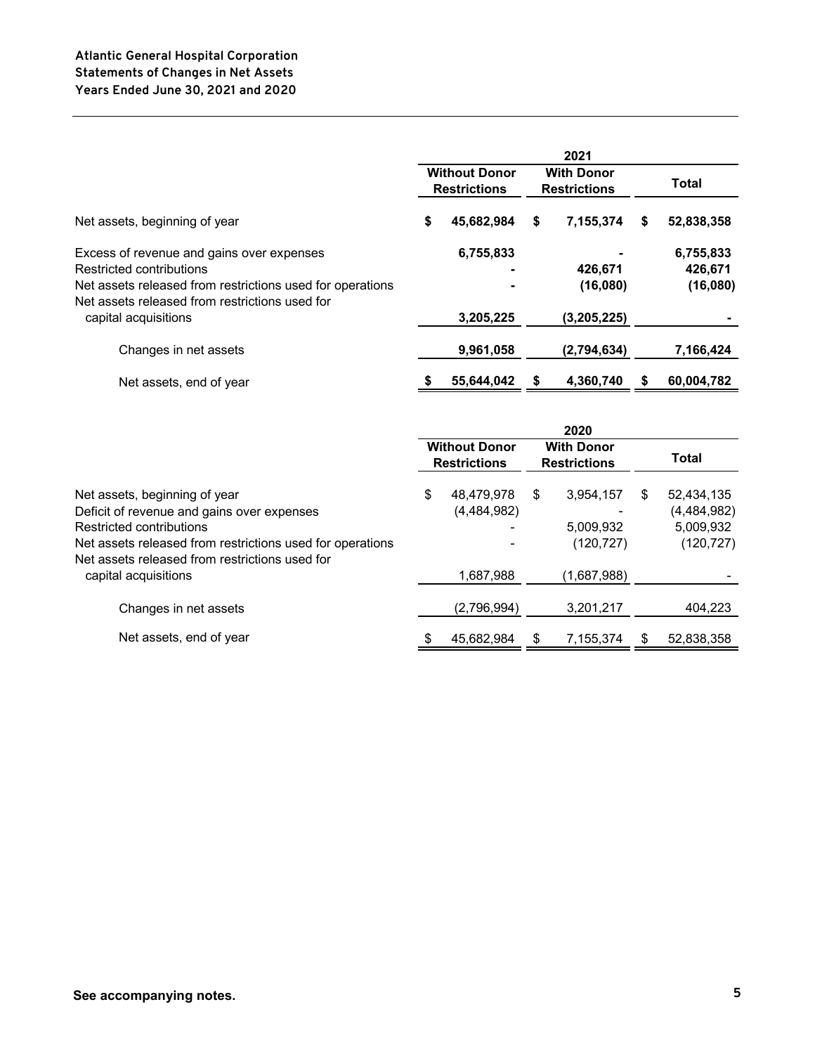**Atlantic General Hospital Corporation**
**Statements of Changes in Net Assets**
**Years Ended June 30, 2021 and 2020**

| | 2021 | | |
|---|---|---|---|
| | **Without Donor Restrictions** | **With Donor Restrictions** | **Total** |
| Net assets, beginning of year | **$ 45,682,984** | **$ 7,155,374** | **$ 52,838,358** |
| Excess of revenue and gains over expenses | **6,755,833** | **-** | **6,755,833** |
| Restricted contributions | **-** | **426,671** | **426,671** |
| Net assets released from restrictions used for operations | **-** | **(16,080)** | **(16,080)** |
| Net assets released from restrictions used for capital acquisitions | **3,205,225** | **(3,205,225)** | **-** |
| Changes in net assets | **9,961,058** | **(2,794,634)** | **7,166,424** |
| Net assets, end of year | **$ 55,644,042** | **$ 4,360,740** | **$ 60,004,782** |

| | 2020 | | |
|---|---|---|---|
| | **Without Donor Restrictions** | **With Donor Restrictions** | **Total** |
| Net assets, beginning of year | $ 48,479,978 | $ 3,954,157 | $ 52,434,135 |
| Deficit of revenue and gains over expenses | (4,484,982) | - | (4,484,982) |
| Restricted contributions | - | 5,009,932 | 5,009,932 |
| Net assets released from restrictions used for operations | - | (120,727) | (120,727) |
| Net assets released from restrictions used for capital acquisitions | 1,687,988 | (1,687,988) | - |
| Changes in net assets | (2,796,994) | 3,201,217 | 404,223 |
| Net assets, end of year | $ 45,682,984 | $ 7,155,374 | $ 52,838,358 |

**See accompanying notes.**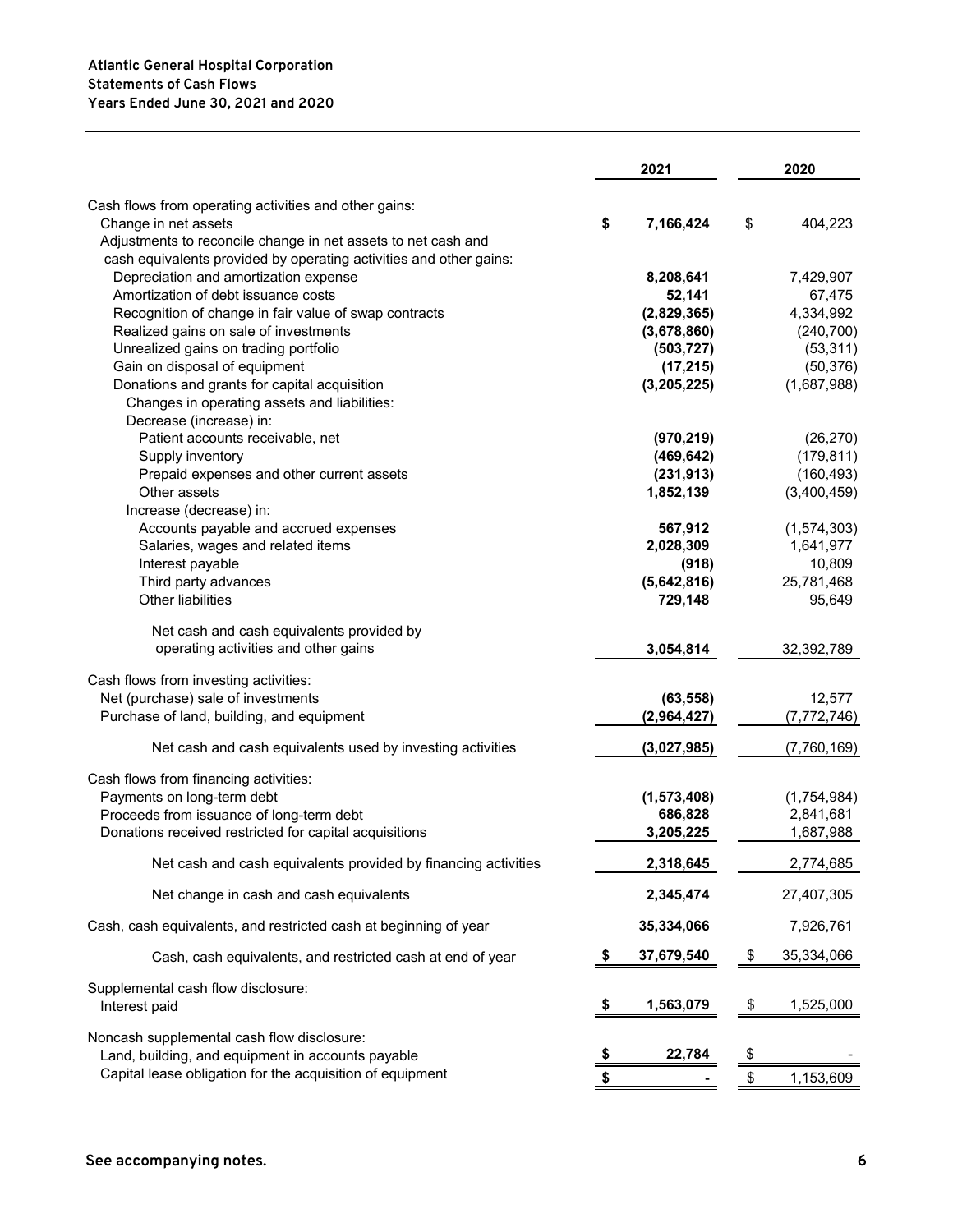**Atlantic General Hospital Corporation**
**Statements of Cash Flows**
**Years Ended June 30, 2021 and 2020**

| | 2021 | 2020 |
|---|---|---|
| Cash flows from operating activities and other gains: | | |
| Change in net assets | **$ 7,166,424** | $ 404,223 |
| Adjustments to reconcile change in net assets to net cash and cash equivalents provided by operating activities and other gains: | | |
| Depreciation and amortization expense | **8,208,641** | 7,429,907 |
| Amortization of debt issuance costs | **52,141** | 67,475 |
| Recognition of change in fair value of swap contracts | **(2,829,365)** | 4,334,992 |
| Realized gains on sale of investments | **(3,678,860)** | (240,700) |
| Unrealized gains on trading portfolio | **(503,727)** | (53,311) |
| Gain on disposal of equipment | **(17,215)** | (50,376) |
| Donations and grants for capital acquisition | **(3,205,225)** | (1,687,988) |
| Changes in operating assets and liabilities: | | |
| Decrease (increase) in: | | |
| Patient accounts receivable, net | **(970,219)** | (26,270) |
| Supply inventory | **(469,642)** | (179,811) |
| Prepaid expenses and other current assets | **(231,913)** | (160,493) |
| Other assets | **1,852,139** | (3,400,459) |
| Increase (decrease) in: | | |
| Accounts payable and accrued expenses | **567,912** | (1,574,303) |
| Salaries, wages and related items | **2,028,309** | 1,641,977 |
| Interest payable | **(918)** | 10,809 |
| Third party advances | **(5,642,816)** | 25,781,468 |
| Other liabilities | **729,148** | 95,649 |
| Net cash and cash equivalents provided by operating activities and other gains | **3,054,814** | 32,392,789 |
| Cash flows from investing activities: | | |
| Net (purchase) sale of investments | **(63,558)** | 12,577 |
| Purchase of land, building, and equipment | **(2,964,427)** | (7,772,746) |
| Net cash and cash equivalents used by investing activities | **(3,027,985)** | (7,760,169) |
| Cash flows from financing activities: | | |
| Payments on long-term debt | **(1,573,408)** | (1,754,984) |
| Proceeds from issuance of long-term debt | **686,828** | 2,841,681 |
| Donations received restricted for capital acquisitions | **3,205,225** | 1,687,988 |
| Net cash and cash equivalents provided by financing activities | **2,318,645** | 2,774,685 |
| Net change in cash and cash equivalents | **2,345,474** | 27,407,305 |
| Cash, cash equivalents, and restricted cash at beginning of year | **35,334,066** | 7,926,761 |
| Cash, cash equivalents, and restricted cash at end of year | **$ 37,679,540** | $ 35,334,066 |
| Supplemental cash flow disclosure: | | |
| Interest paid | **$ 1,563,079** | $ 1,525,000 |
| Noncash supplemental cash flow disclosure: | | |
| Land, building, and equipment in accounts payable | **$ 22,784** | $ - |
| Capital lease obligation for the acquisition of equipment | **$ -** | $ 1,153,609 |

**See accompanying notes.**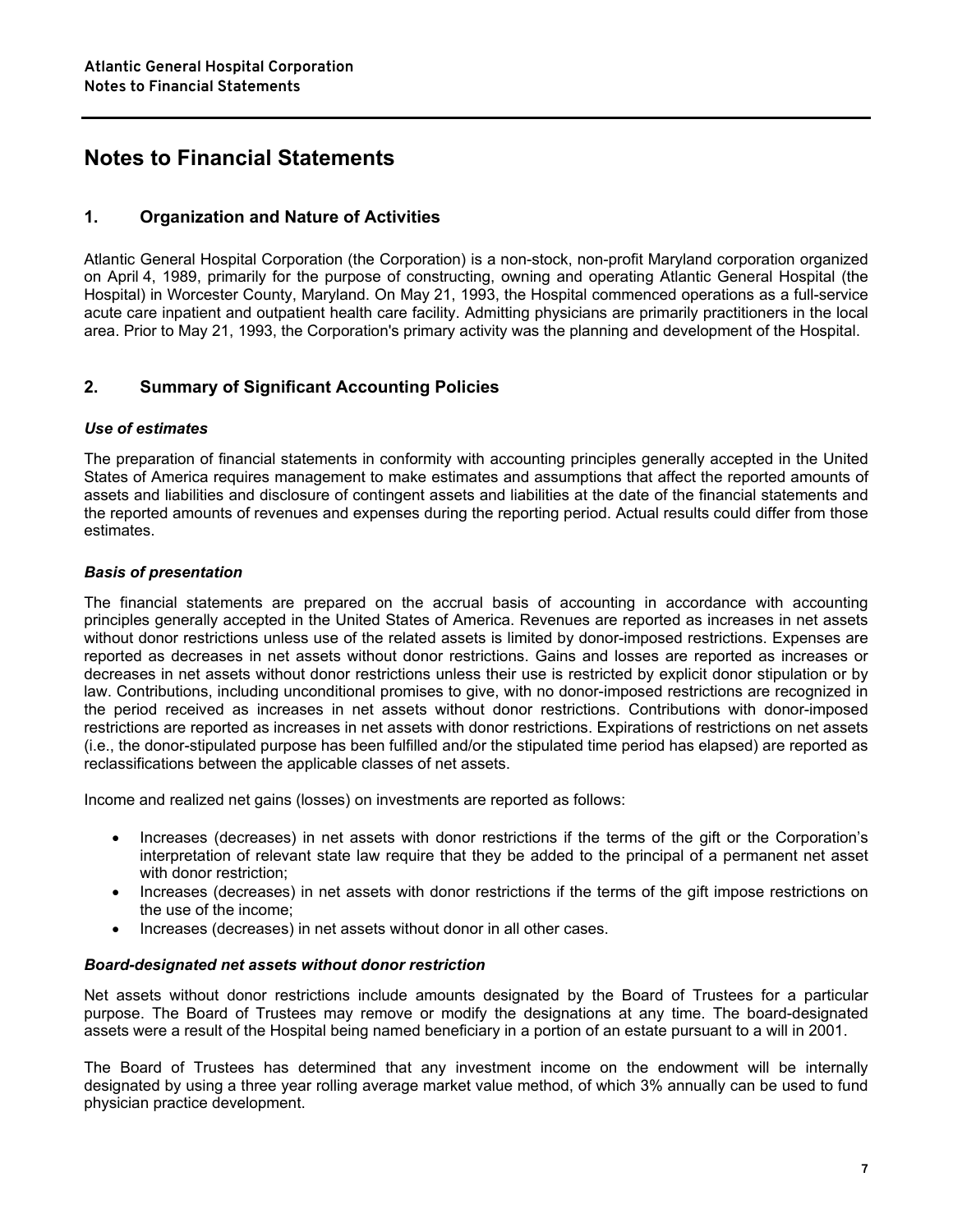# Notes to Financial Statements

## 1. Organization and Nature of Activities

Atlantic General Hospital Corporation (the Corporation) is a non-stock, non-profit Maryland corporation organized on April 4, 1989, primarily for the purpose of constructing, owning and operating Atlantic General Hospital (the Hospital) in Worcester County, Maryland. On May 21, 1993, the Hospital commenced operations as a full-service acute care inpatient and outpatient health care facility. Admitting physicians are primarily practitioners in the local area. Prior to May 21, 1993, the Corporation's primary activity was the planning and development of the Hospital.

## 2. Summary of Significant Accounting Policies

### *Use of estimates*

The preparation of financial statements in conformity with accounting principles generally accepted in the United States of America requires management to make estimates and assumptions that affect the reported amounts of assets and liabilities and disclosure of contingent assets and liabilities at the date of the financial statements and the reported amounts of revenues and expenses during the reporting period. Actual results could differ from those estimates.

### *Basis of presentation*

The financial statements are prepared on the accrual basis of accounting in accordance with accounting principles generally accepted in the United States of America. Revenues are reported as increases in net assets without donor restrictions unless use of the related assets is limited by donor-imposed restrictions. Expenses are reported as decreases in net assets without donor restrictions. Gains and losses are reported as increases or decreases in net assets without donor restrictions unless their use is restricted by explicit donor stipulation or by law. Contributions, including unconditional promises to give, with no donor-imposed restrictions are recognized in the period received as increases in net assets without donor restrictions. Contributions with donor-imposed restrictions are reported as increases in net assets with donor restrictions. Expirations of restrictions on net assets (i.e., the donor-stipulated purpose has been fulfilled and/or the stipulated time period has elapsed) are reported as reclassifications between the applicable classes of net assets.

Income and realized net gains (losses) on investments are reported as follows:

- Increases (decreases) in net assets with donor restrictions if the terms of the gift or the Corporation's interpretation of relevant state law require that they be added to the principal of a permanent net asset with donor restriction;
- Increases (decreases) in net assets with donor restrictions if the terms of the gift impose restrictions on the use of the income;
- Increases (decreases) in net assets without donor in all other cases.

### *Board-designated net assets without donor restriction*

Net assets without donor restrictions include amounts designated by the Board of Trustees for a particular purpose. The Board of Trustees may remove or modify the designations at any time. The board-designated assets were a result of the Hospital being named beneficiary in a portion of an estate pursuant to a will in 2001.

The Board of Trustees has determined that any investment income on the endowment will be internally designated by using a three year rolling average market value method, of which 3% annually can be used to fund physician practice development.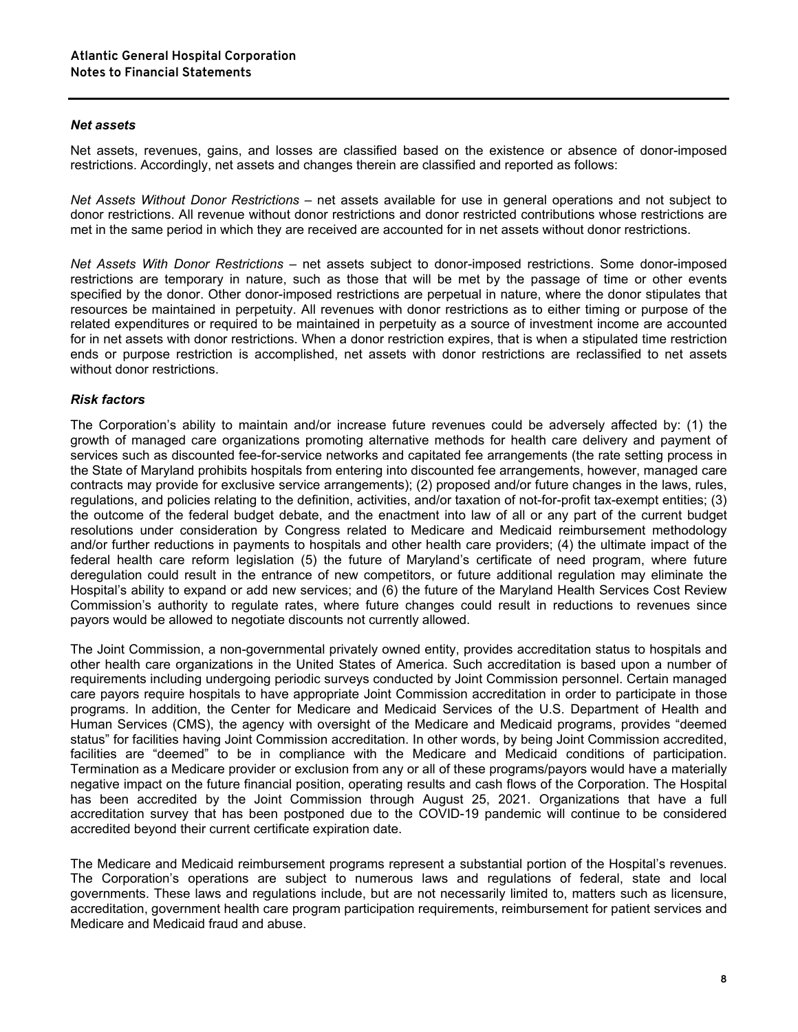### *Net assets*

Net assets, revenues, gains, and losses are classified based on the existence or absence of donor-imposed restrictions. Accordingly, net assets and changes therein are classified and reported as follows:

*Net Assets Without Donor Restrictions* – net assets available for use in general operations and not subject to donor restrictions. All revenue without donor restrictions and donor restricted contributions whose restrictions are met in the same period in which they are received are accounted for in net assets without donor restrictions.

*Net Assets With Donor Restrictions* – net assets subject to donor-imposed restrictions. Some donor-imposed restrictions are temporary in nature, such as those that will be met by the passage of time or other events specified by the donor. Other donor-imposed restrictions are perpetual in nature, where the donor stipulates that resources be maintained in perpetuity. All revenues with donor restrictions as to either timing or purpose of the related expenditures or required to be maintained in perpetuity as a source of investment income are accounted for in net assets with donor restrictions. When a donor restriction expires, that is when a stipulated time restriction ends or purpose restriction is accomplished, net assets with donor restrictions are reclassified to net assets without donor restrictions.

### *Risk factors*

The Corporation's ability to maintain and/or increase future revenues could be adversely affected by: (1) the growth of managed care organizations promoting alternative methods for health care delivery and payment of services such as discounted fee-for-service networks and capitated fee arrangements (the rate setting process in the State of Maryland prohibits hospitals from entering into discounted fee arrangements, however, managed care contracts may provide for exclusive service arrangements); (2) proposed and/or future changes in the laws, rules, regulations, and policies relating to the definition, activities, and/or taxation of not-for-profit tax-exempt entities; (3) the outcome of the federal budget debate, and the enactment into law of all or any part of the current budget resolutions under consideration by Congress related to Medicare and Medicaid reimbursement methodology and/or further reductions in payments to hospitals and other health care providers; (4) the ultimate impact of the federal health care reform legislation (5) the future of Maryland's certificate of need program, where future deregulation could result in the entrance of new competitors, or future additional regulation may eliminate the Hospital's ability to expand or add new services; and (6) the future of the Maryland Health Services Cost Review Commission's authority to regulate rates, where future changes could result in reductions to revenues since payors would be allowed to negotiate discounts not currently allowed.

The Joint Commission, a non-governmental privately owned entity, provides accreditation status to hospitals and other health care organizations in the United States of America. Such accreditation is based upon a number of requirements including undergoing periodic surveys conducted by Joint Commission personnel. Certain managed care payors require hospitals to have appropriate Joint Commission accreditation in order to participate in those programs. In addition, the Center for Medicare and Medicaid Services of the U.S. Department of Health and Human Services (CMS), the agency with oversight of the Medicare and Medicaid programs, provides "deemed status" for facilities having Joint Commission accreditation. In other words, by being Joint Commission accredited, facilities are "deemed" to be in compliance with the Medicare and Medicaid conditions of participation. Termination as a Medicare provider or exclusion from any or all of these programs/payors would have a materially negative impact on the future financial position, operating results and cash flows of the Corporation. The Hospital has been accredited by the Joint Commission through August 25, 2021. Organizations that have a full accreditation survey that has been postponed due to the COVID-19 pandemic will continue to be considered accredited beyond their current certificate expiration date.

The Medicare and Medicaid reimbursement programs represent a substantial portion of the Hospital's revenues. The Corporation's operations are subject to numerous laws and regulations of federal, state and local governments. These laws and regulations include, but are not necessarily limited to, matters such as licensure, accreditation, government health care program participation requirements, reimbursement for patient services and Medicare and Medicaid fraud and abuse.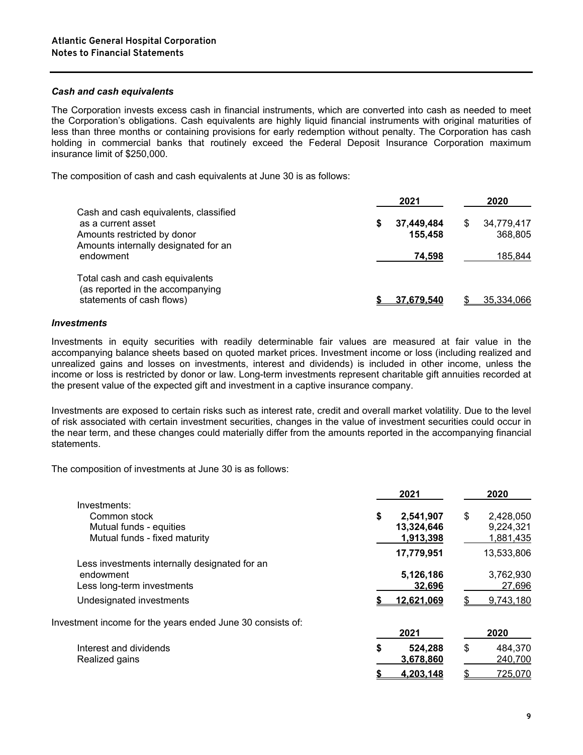# Atlantic General Hospital Corporation
## Notes to Financial Statements

### *Cash and cash equivalents*

The Corporation invests excess cash in financial instruments, which are converted into cash as needed to meet the Corporation's obligations. Cash equivalents are highly liquid financial instruments with original maturities of less than three months or containing provisions for early redemption without penalty. The Corporation has cash holding in commercial banks that routinely exceed the Federal Deposit Insurance Corporation maximum insurance limit of $250,000.

The composition of cash and cash equivalents at June 30 is as follows:

| | 2021 | 2020 |
|---|---|---|
| Cash and cash equivalents, classified as a current asset | **$ 37,449,484** | $ 34,779,417 |
| Amounts restricted by donor | **155,458** | 368,805 |
| Amounts internally designated for an endowment | **74,598** | 185,844 |
| Total cash and cash equivalents (as reported in the accompanying statements of cash flows) | **$ 37,679,540** | $ 35,334,066 |

### *Investments*

Investments in equity securities with readily determinable fair values are measured at fair value in the accompanying balance sheets based on quoted market prices. Investment income or loss (including realized and unrealized gains and losses on investments, interest and dividends) is included in other income, unless the income or loss is restricted by donor or law. Long-term investments represent charitable gift annuities recorded at the present value of the expected gift and investment in a captive insurance company.

Investments are exposed to certain risks such as interest rate, credit and overall market volatility. Due to the level of risk associated with certain investment securities, changes in the value of investment securities could occur in the near term, and these changes could materially differ from the amounts reported in the accompanying financial statements.

The composition of investments at June 30 is as follows:

| | 2021 | 2020 |
|---|---|---|
| Investments: | | |
| Common stock | **$ 2,541,907** | $ 2,428,050 |
| Mutual funds - equities | **13,324,646** | 9,224,321 |
| Mutual funds - fixed maturity | **1,913,398** | 1,881,435 |
| | **17,779,951** | 13,533,806 |
| Less investments internally designated for an endowment | **5,126,186** | 3,762,930 |
| Less long-term investments | **32,696** | 27,696 |
| Undesignated investments | **$ 12,621,069** | $ 9,743,180 |

Investment income for the years ended June 30 consists of:

| | 2021 | 2020 |
|---|---|---|
| Interest and dividends | **$ 524,288** | $ 484,370 |
| Realized gains | **3,678,860** | 240,700 |
| | **$ 4,203,148** | $ 725,070 |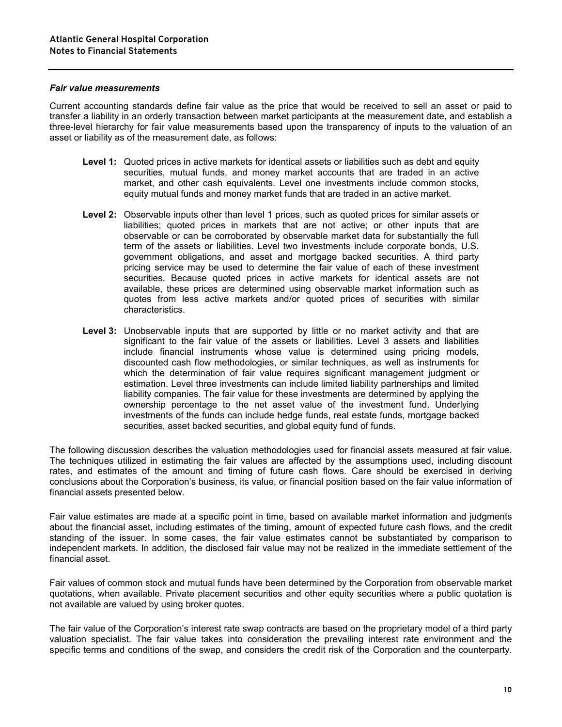### *Fair value measurements*

Current accounting standards define fair value as the price that would be received to sell an asset or paid to transfer a liability in an orderly transaction between market participants at the measurement date, and establish a three-level hierarchy for fair value measurements based upon the transparency of inputs to the valuation of an asset or liability as of the measurement date, as follows:

**Level 1:** Quoted prices in active markets for identical assets or liabilities such as debt and equity securities, mutual funds, and money market accounts that are traded in an active market, and other cash equivalents. Level one investments include common stocks, equity mutual funds and money market funds that are traded in an active market.

**Level 2:** Observable inputs other than level 1 prices, such as quoted prices for similar assets or liabilities; quoted prices in markets that are not active; or other inputs that are observable or can be corroborated by observable market data for substantially the full term of the assets or liabilities. Level two investments include corporate bonds, U.S. government obligations, and asset and mortgage backed securities. A third party pricing service may be used to determine the fair value of each of these investment securities. Because quoted prices in active markets for identical assets are not available, these prices are determined using observable market information such as quotes from less active markets and/or quoted prices of securities with similar characteristics.

**Level 3:** Unobservable inputs that are supported by little or no market activity and that are significant to the fair value of the assets or liabilities. Level 3 assets and liabilities include financial instruments whose value is determined using pricing models, discounted cash flow methodologies, or similar techniques, as well as instruments for which the determination of fair value requires significant management judgment or estimation. Level three investments can include limited liability partnerships and limited liability companies. The fair value for these investments are determined by applying the ownership percentage to the net asset value of the investment fund. Underlying investments of the funds can include hedge funds, real estate funds, mortgage backed securities, asset backed securities, and global equity fund of funds.

The following discussion describes the valuation methodologies used for financial assets measured at fair value. The techniques utilized in estimating the fair values are affected by the assumptions used, including discount rates, and estimates of the amount and timing of future cash flows. Care should be exercised in deriving conclusions about the Corporation's business, its value, or financial position based on the fair value information of financial assets presented below.

Fair value estimates are made at a specific point in time, based on available market information and judgments about the financial asset, including estimates of the timing, amount of expected future cash flows, and the credit standing of the issuer. In some cases, the fair value estimates cannot be substantiated by comparison to independent markets. In addition, the disclosed fair value may not be realized in the immediate settlement of the financial asset.

Fair values of common stock and mutual funds have been determined by the Corporation from observable market quotations, when available. Private placement securities and other equity securities where a public quotation is not available are valued by using broker quotes.

The fair value of the Corporation's interest rate swap contracts are based on the proprietary model of a third party valuation specialist. The fair value takes into consideration the prevailing interest rate environment and the specific terms and conditions of the swap, and considers the credit risk of the Corporation and the counterparty.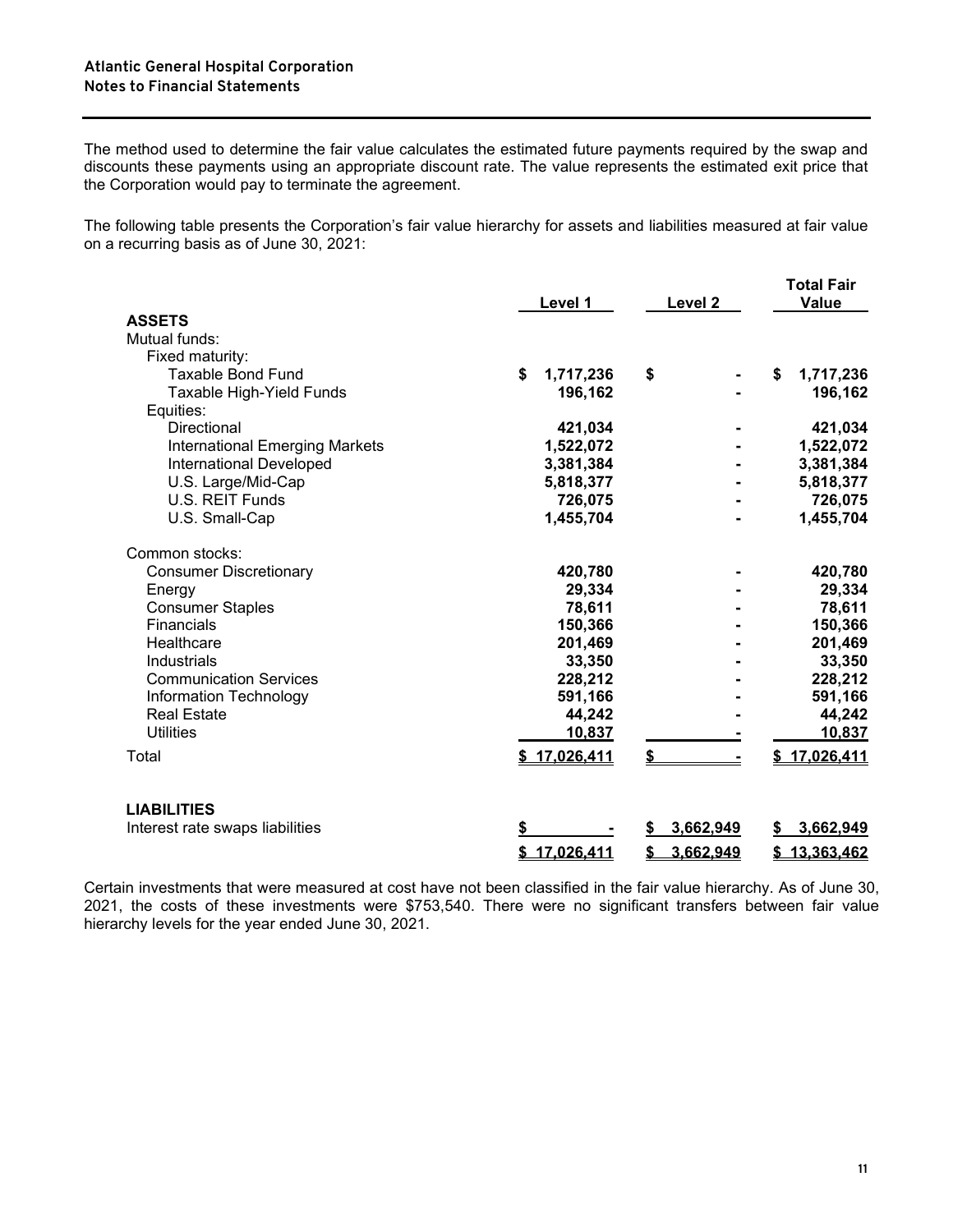The method used to determine the fair value calculates the estimated future payments required by the swap and discounts these payments using an appropriate discount rate. The value represents the estimated exit price that the Corporation would pay to terminate the agreement.

The following table presents the Corporation's fair value hierarchy for assets and liabilities measured at fair value on a recurring basis as of June 30, 2021:

| | Level 1 | Level 2 | Total Fair Value |
|---|---|---|---|
| **ASSETS** | | | |
| Mutual funds: | | | |
| Fixed maturity: | | | |
| Taxable Bond Fund | $ 1,717,236 | $ - | $ 1,717,236 |
| Taxable High-Yield Funds | 196,162 | - | 196,162 |
| Equities: | | | |
| Directional | 421,034 | - | 421,034 |
| International Emerging Markets | 1,522,072 | - | 1,522,072 |
| International Developed | 3,381,384 | - | 3,381,384 |
| U.S. Large/Mid-Cap | 5,818,377 | - | 5,818,377 |
| U.S. REIT Funds | 726,075 | - | 726,075 |
| U.S. Small-Cap | 1,455,704 | - | 1,455,704 |
| Common stocks: | | | |
| Consumer Discretionary | 420,780 | - | 420,780 |
| Energy | 29,334 | - | 29,334 |
| Consumer Staples | 78,611 | - | 78,611 |
| Financials | 150,366 | - | 150,366 |
| Healthcare | 201,469 | - | 201,469 |
| Industrials | 33,350 | - | 33,350 |
| Communication Services | 228,212 | - | 228,212 |
| Information Technology | 591,166 | - | 591,166 |
| Real Estate | 44,242 | - | 44,242 |
| Utilities | 10,837 | - | 10,837 |
| Total | $ 17,026,411 | $ - | $ 17,026,411 |
| **LIABILITIES** | | | |
| Interest rate swaps liabilities | $ - | $ 3,662,949 | $ 3,662,949 |
| | $ 17,026,411 | $ 3,662,949 | $ 13,363,462 |

Certain investments that were measured at cost have not been classified in the fair value hierarchy. As of June 30, 2021, the costs of these investments were $753,540. There were no significant transfers between fair value hierarchy levels for the year ended June 30, 2021.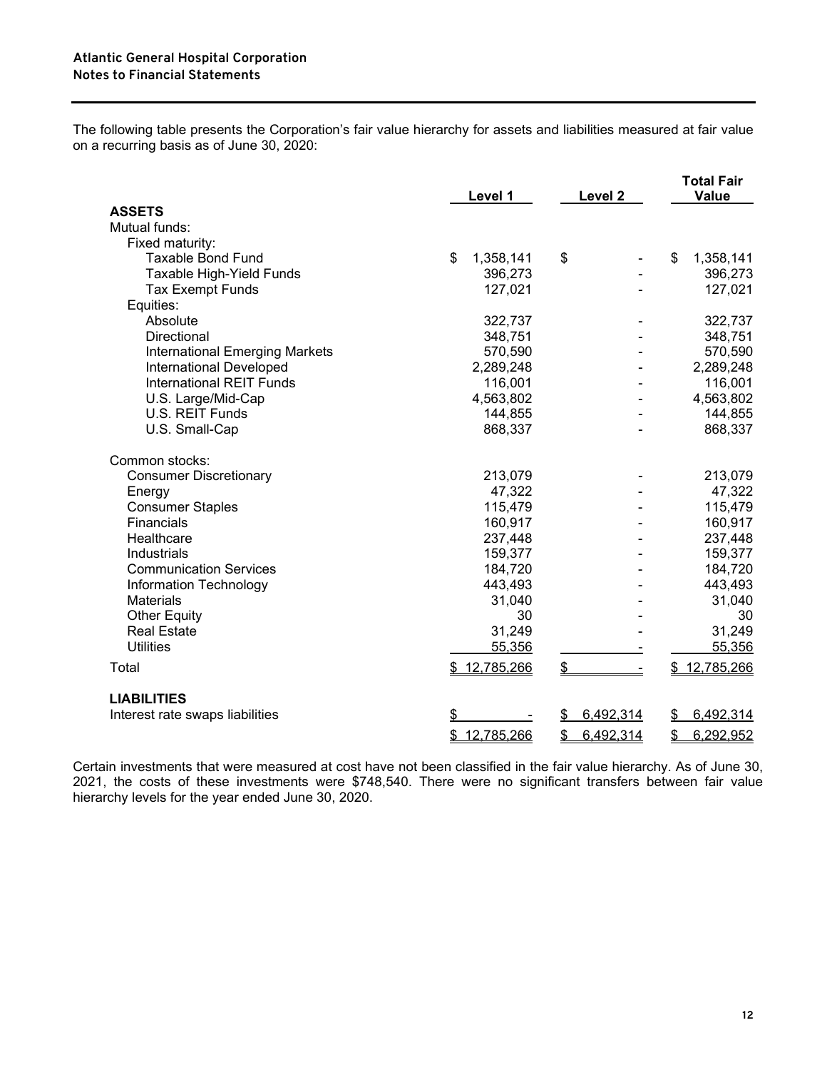**Atlantic General Hospital Corporation**
**Notes to Financial Statements**

The following table presents the Corporation's fair value hierarchy for assets and liabilities measured at fair value on a recurring basis as of June 30, 2020:

| | Level 1 | Level 2 | Total Fair Value |
|---|---|---|---|
| **ASSETS** | | | |
| Mutual funds: | | | |
| Fixed maturity: | | | |
| Taxable Bond Fund | $ 1,358,141 | $ - | $ 1,358,141 |
| Taxable High-Yield Funds | 396,273 | - | 396,273 |
| Tax Exempt Funds | 127,021 | - | 127,021 |
| Equities: | | | |
| Absolute | 322,737 | - | 322,737 |
| Directional | 348,751 | - | 348,751 |
| International Emerging Markets | 570,590 | - | 570,590 |
| International Developed | 2,289,248 | - | 2,289,248 |
| International REIT Funds | 116,001 | - | 116,001 |
| U.S. Large/Mid-Cap | 4,563,802 | - | 4,563,802 |
| U.S. REIT Funds | 144,855 | - | 144,855 |
| U.S. Small-Cap | 868,337 | - | 868,337 |
| Common stocks: | | | |
| Consumer Discretionary | 213,079 | - | 213,079 |
| Energy | 47,322 | - | 47,322 |
| Consumer Staples | 115,479 | - | 115,479 |
| Financials | 160,917 | - | 160,917 |
| Healthcare | 237,448 | - | 237,448 |
| Industrials | 159,377 | - | 159,377 |
| Communication Services | 184,720 | - | 184,720 |
| Information Technology | 443,493 | - | 443,493 |
| Materials | 31,040 | - | 31,040 |
| Other Equity | 30 | - | 30 |
| Real Estate | 31,249 | - | 31,249 |
| Utilities | 55,356 | - | 55,356 |
| Total | $ 12,785,266 | $ - | $ 12,785,266 |
| **LIABILITIES** | | | |
| Interest rate swaps liabilities | $ - | $ 6,492,314 | $ 6,492,314 |
| | $ 12,785,266 | $ 6,492,314 | $ 6,292,952 |

Certain investments that were measured at cost have not been classified in the fair value hierarchy. As of June 30, 2021, the costs of these investments were $748,540. There were no significant transfers between fair value hierarchy levels for the year ended June 30, 2020.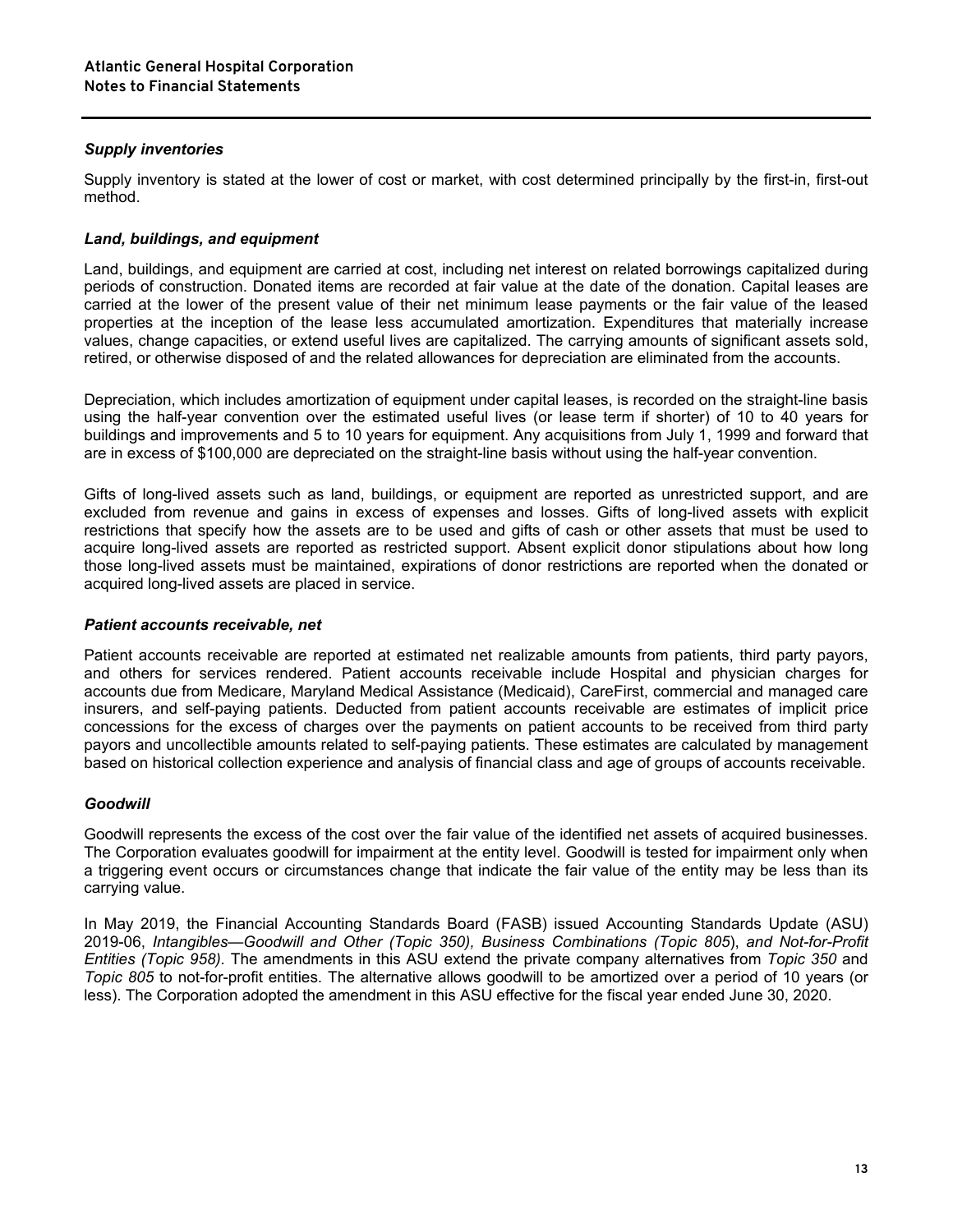### *Supply inventories*

Supply inventory is stated at the lower of cost or market, with cost determined principally by the first-in, first-out method.

### *Land, buildings, and equipment*

Land, buildings, and equipment are carried at cost, including net interest on related borrowings capitalized during periods of construction. Donated items are recorded at fair value at the date of the donation. Capital leases are carried at the lower of the present value of their net minimum lease payments or the fair value of the leased properties at the inception of the lease less accumulated amortization. Expenditures that materially increase values, change capacities, or extend useful lives are capitalized. The carrying amounts of significant assets sold, retired, or otherwise disposed of and the related allowances for depreciation are eliminated from the accounts.

Depreciation, which includes amortization of equipment under capital leases, is recorded on the straight-line basis using the half-year convention over the estimated useful lives (or lease term if shorter) of 10 to 40 years for buildings and improvements and 5 to 10 years for equipment. Any acquisitions from July 1, 1999 and forward that are in excess of $100,000 are depreciated on the straight-line basis without using the half-year convention.

Gifts of long-lived assets such as land, buildings, or equipment are reported as unrestricted support, and are excluded from revenue and gains in excess of expenses and losses. Gifts of long-lived assets with explicit restrictions that specify how the assets are to be used and gifts of cash or other assets that must be used to acquire long-lived assets are reported as restricted support. Absent explicit donor stipulations about how long those long-lived assets must be maintained, expirations of donor restrictions are reported when the donated or acquired long-lived assets are placed in service.

### *Patient accounts receivable, net*

Patient accounts receivable are reported at estimated net realizable amounts from patients, third party payors, and others for services rendered. Patient accounts receivable include Hospital and physician charges for accounts due from Medicare, Maryland Medical Assistance (Medicaid), CareFirst, commercial and managed care insurers, and self-paying patients. Deducted from patient accounts receivable are estimates of implicit price concessions for the excess of charges over the payments on patient accounts to be received from third party payors and uncollectible amounts related to self-paying patients. These estimates are calculated by management based on historical collection experience and analysis of financial class and age of groups of accounts receivable.

### *Goodwill*

Goodwill represents the excess of the cost over the fair value of the identified net assets of acquired businesses. The Corporation evaluates goodwill for impairment at the entity level. Goodwill is tested for impairment only when a triggering event occurs or circumstances change that indicate the fair value of the entity may be less than its carrying value.

In May 2019, the Financial Accounting Standards Board (FASB) issued Accounting Standards Update (ASU) 2019-06, *Intangibles—Goodwill and Other (Topic 350), Business Combinations (Topic 805)*, *and Not-for-Profit Entities (Topic 958).* The amendments in this ASU extend the private company alternatives from *Topic 350* and *Topic 805* to not-for-profit entities. The alternative allows goodwill to be amortized over a period of 10 years (or less). The Corporation adopted the amendment in this ASU effective for the fiscal year ended June 30, 2020.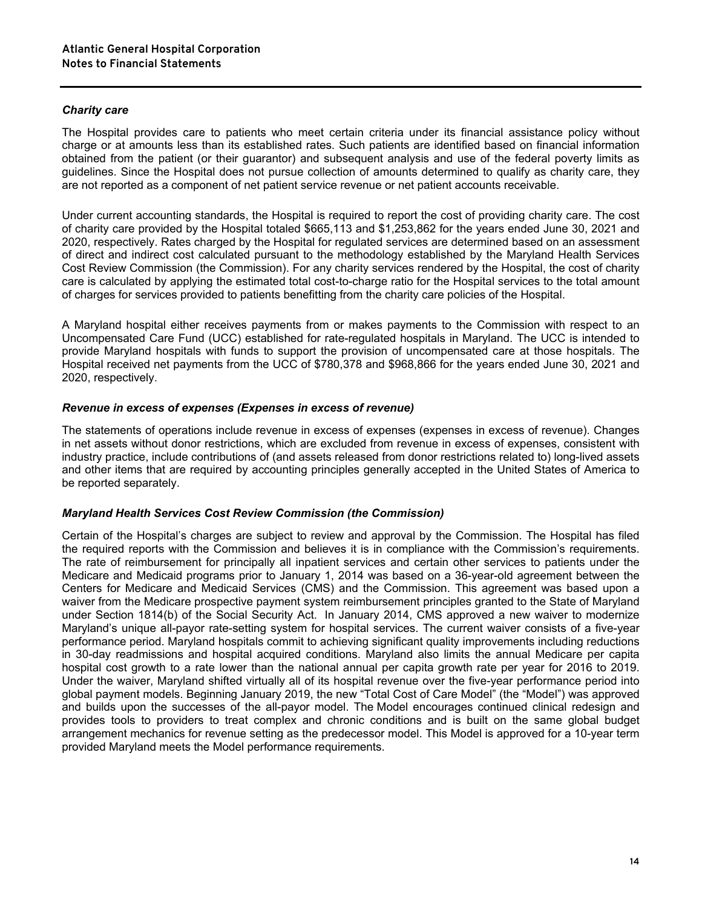### *Charity care*

The Hospital provides care to patients who meet certain criteria under its financial assistance policy without charge or at amounts less than its established rates. Such patients are identified based on financial information obtained from the patient (or their guarantor) and subsequent analysis and use of the federal poverty limits as guidelines. Since the Hospital does not pursue collection of amounts determined to qualify as charity care, they are not reported as a component of net patient service revenue or net patient accounts receivable.

Under current accounting standards, the Hospital is required to report the cost of providing charity care. The cost of charity care provided by the Hospital totaled $665,113 and $1,253,862 for the years ended June 30, 2021 and 2020, respectively. Rates charged by the Hospital for regulated services are determined based on an assessment of direct and indirect cost calculated pursuant to the methodology established by the Maryland Health Services Cost Review Commission (the Commission). For any charity services rendered by the Hospital, the cost of charity care is calculated by applying the estimated total cost-to-charge ratio for the Hospital services to the total amount of charges for services provided to patients benefitting from the charity care policies of the Hospital.

A Maryland hospital either receives payments from or makes payments to the Commission with respect to an Uncompensated Care Fund (UCC) established for rate-regulated hospitals in Maryland. The UCC is intended to provide Maryland hospitals with funds to support the provision of uncompensated care at those hospitals. The Hospital received net payments from the UCC of $780,378 and $968,866 for the years ended June 30, 2021 and 2020, respectively.

### *Revenue in excess of expenses (Expenses in excess of revenue)*

The statements of operations include revenue in excess of expenses (expenses in excess of revenue). Changes in net assets without donor restrictions, which are excluded from revenue in excess of expenses, consistent with industry practice, include contributions of (and assets released from donor restrictions related to) long-lived assets and other items that are required by accounting principles generally accepted in the United States of America to be reported separately.

### *Maryland Health Services Cost Review Commission (the Commission)*

Certain of the Hospital's charges are subject to review and approval by the Commission. The Hospital has filed the required reports with the Commission and believes it is in compliance with the Commission's requirements. The rate of reimbursement for principally all inpatient services and certain other services to patients under the Medicare and Medicaid programs prior to January 1, 2014 was based on a 36-year-old agreement between the Centers for Medicare and Medicaid Services (CMS) and the Commission. This agreement was based upon a waiver from the Medicare prospective payment system reimbursement principles granted to the State of Maryland under Section 1814(b) of the Social Security Act. In January 2014, CMS approved a new waiver to modernize Maryland's unique all-payor rate-setting system for hospital services. The current waiver consists of a five-year performance period. Maryland hospitals commit to achieving significant quality improvements including reductions in 30-day readmissions and hospital acquired conditions. Maryland also limits the annual Medicare per capita hospital cost growth to a rate lower than the national annual per capita growth rate per year for 2016 to 2019. Under the waiver, Maryland shifted virtually all of its hospital revenue over the five-year performance period into global payment models. Beginning January 2019, the new "Total Cost of Care Model" (the "Model") was approved and builds upon the successes of the all-payor model. The Model encourages continued clinical redesign and provides tools to providers to treat complex and chronic conditions and is built on the same global budget arrangement mechanics for revenue setting as the predecessor model. This Model is approved for a 10-year term provided Maryland meets the Model performance requirements.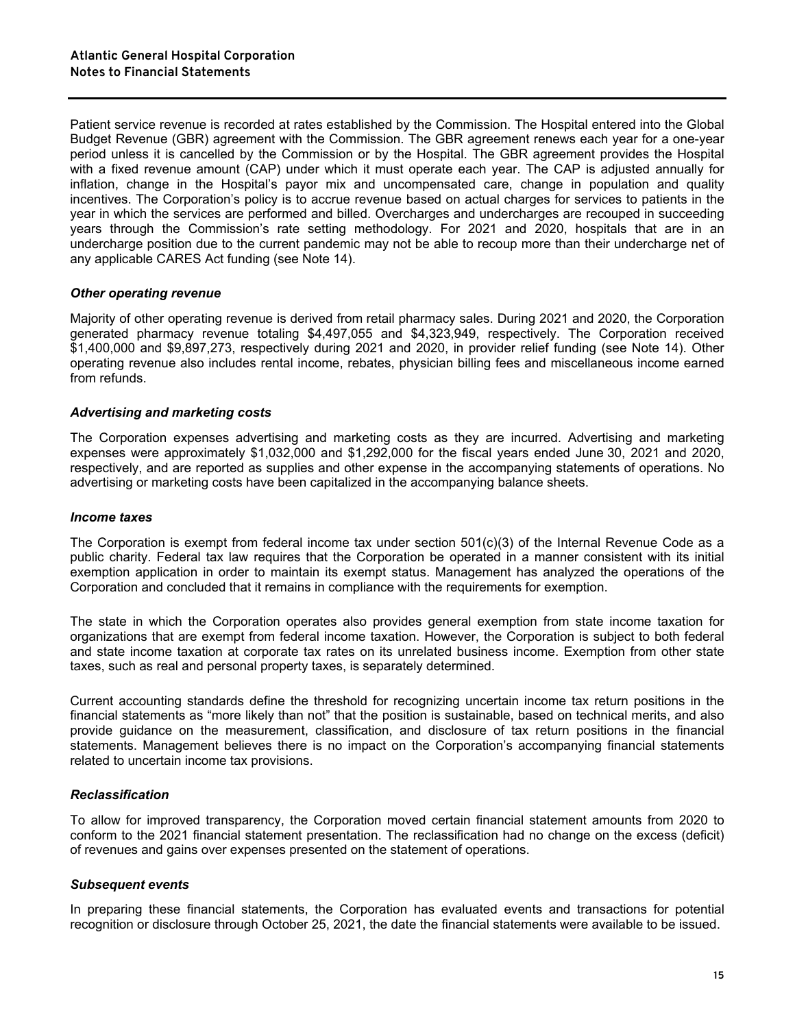Patient service revenue is recorded at rates established by the Commission. The Hospital entered into the Global Budget Revenue (GBR) agreement with the Commission. The GBR agreement renews each year for a one-year period unless it is cancelled by the Commission or by the Hospital. The GBR agreement provides the Hospital with a fixed revenue amount (CAP) under which it must operate each year. The CAP is adjusted annually for inflation, change in the Hospital's payor mix and uncompensated care, change in population and quality incentives. The Corporation's policy is to accrue revenue based on actual charges for services to patients in the year in which the services are performed and billed. Overcharges and undercharges are recouped in succeeding years through the Commission's rate setting methodology. For 2021 and 2020, hospitals that are in an undercharge position due to the current pandemic may not be able to recoup more than their undercharge net of any applicable CARES Act funding (see Note 14).

### *Other operating revenue*

Majority of other operating revenue is derived from retail pharmacy sales. During 2021 and 2020, the Corporation generated pharmacy revenue totaling $4,497,055 and $4,323,949, respectively. The Corporation received $1,400,000 and $9,897,273, respectively during 2021 and 2020, in provider relief funding (see Note 14). Other operating revenue also includes rental income, rebates, physician billing fees and miscellaneous income earned from refunds.

### *Advertising and marketing costs*

The Corporation expenses advertising and marketing costs as they are incurred. Advertising and marketing expenses were approximately $1,032,000 and $1,292,000 for the fiscal years ended June 30, 2021 and 2020, respectively, and are reported as supplies and other expense in the accompanying statements of operations. No advertising or marketing costs have been capitalized in the accompanying balance sheets.

### *Income taxes*

The Corporation is exempt from federal income tax under section 501(c)(3) of the Internal Revenue Code as a public charity. Federal tax law requires that the Corporation be operated in a manner consistent with its initial exemption application in order to maintain its exempt status. Management has analyzed the operations of the Corporation and concluded that it remains in compliance with the requirements for exemption.

The state in which the Corporation operates also provides general exemption from state income taxation for organizations that are exempt from federal income taxation. However, the Corporation is subject to both federal and state income taxation at corporate tax rates on its unrelated business income. Exemption from other state taxes, such as real and personal property taxes, is separately determined.

Current accounting standards define the threshold for recognizing uncertain income tax return positions in the financial statements as "more likely than not" that the position is sustainable, based on technical merits, and also provide guidance on the measurement, classification, and disclosure of tax return positions in the financial statements. Management believes there is no impact on the Corporation's accompanying financial statements related to uncertain income tax provisions.

### *Reclassification*

To allow for improved transparency, the Corporation moved certain financial statement amounts from 2020 to conform to the 2021 financial statement presentation. The reclassification had no change on the excess (deficit) of revenues and gains over expenses presented on the statement of operations.

### *Subsequent events*

In preparing these financial statements, the Corporation has evaluated events and transactions for potential recognition or disclosure through October 25, 2021, the date the financial statements were available to be issued.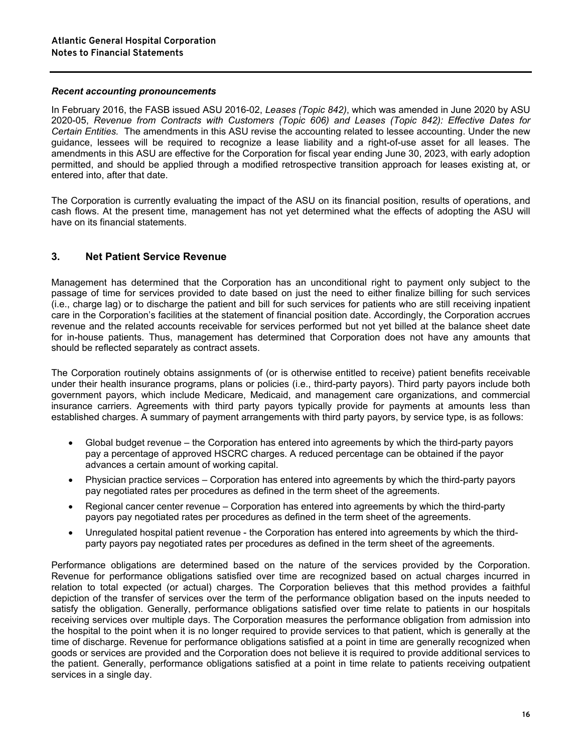### *Recent accounting pronouncements*

In February 2016, the FASB issued ASU 2016-02, *Leases (Topic 842)*, which was amended in June 2020 by ASU 2020-05, *Revenue from Contracts with Customers (Topic 606) and Leases (Topic 842): Effective Dates for Certain Entities.* The amendments in this ASU revise the accounting related to lessee accounting. Under the new guidance, lessees will be required to recognize a lease liability and a right-of-use asset for all leases. The amendments in this ASU are effective for the Corporation for fiscal year ending June 30, 2023, with early adoption permitted, and should be applied through a modified retrospective transition approach for leases existing at, or entered into, after that date.

The Corporation is currently evaluating the impact of the ASU on its financial position, results of operations, and cash flows. At the present time, management has not yet determined what the effects of adopting the ASU will have on its financial statements.

## 3. Net Patient Service Revenue

Management has determined that the Corporation has an unconditional right to payment only subject to the passage of time for services provided to date based on just the need to either finalize billing for such services (i.e., charge lag) or to discharge the patient and bill for such services for patients who are still receiving inpatient care in the Corporation's facilities at the statement of financial position date. Accordingly, the Corporation accrues revenue and the related accounts receivable for services performed but not yet billed at the balance sheet date for in-house patients. Thus, management has determined that Corporation does not have any amounts that should be reflected separately as contract assets.

The Corporation routinely obtains assignments of (or is otherwise entitled to receive) patient benefits receivable under their health insurance programs, plans or policies (i.e., third-party payors). Third party payors include both government payors, which include Medicare, Medicaid, and management care organizations, and commercial insurance carriers. Agreements with third party payors typically provide for payments at amounts less than established charges. A summary of payment arrangements with third party payors, by service type, is as follows:

- Global budget revenue – the Corporation has entered into agreements by which the third-party payors pay a percentage of approved HSCRC charges. A reduced percentage can be obtained if the payor advances a certain amount of working capital.
- Physician practice services – Corporation has entered into agreements by which the third-party payors pay negotiated rates per procedures as defined in the term sheet of the agreements.
- Regional cancer center revenue – Corporation has entered into agreements by which the third-party payors pay negotiated rates per procedures as defined in the term sheet of the agreements.
- Unregulated hospital patient revenue - the Corporation has entered into agreements by which the third-party payors pay negotiated rates per procedures as defined in the term sheet of the agreements.

Performance obligations are determined based on the nature of the services provided by the Corporation. Revenue for performance obligations satisfied over time are recognized based on actual charges incurred in relation to total expected (or actual) charges. The Corporation believes that this method provides a faithful depiction of the transfer of services over the term of the performance obligation based on the inputs needed to satisfy the obligation. Generally, performance obligations satisfied over time relate to patients in our hospitals receiving services over multiple days. The Corporation measures the performance obligation from admission into the hospital to the point when it is no longer required to provide services to that patient, which is generally at the time of discharge. Revenue for performance obligations satisfied at a point in time are generally recognized when goods or services are provided and the Corporation does not believe it is required to provide additional services to the patient. Generally, performance obligations satisfied at a point in time relate to patients receiving outpatient services in a single day.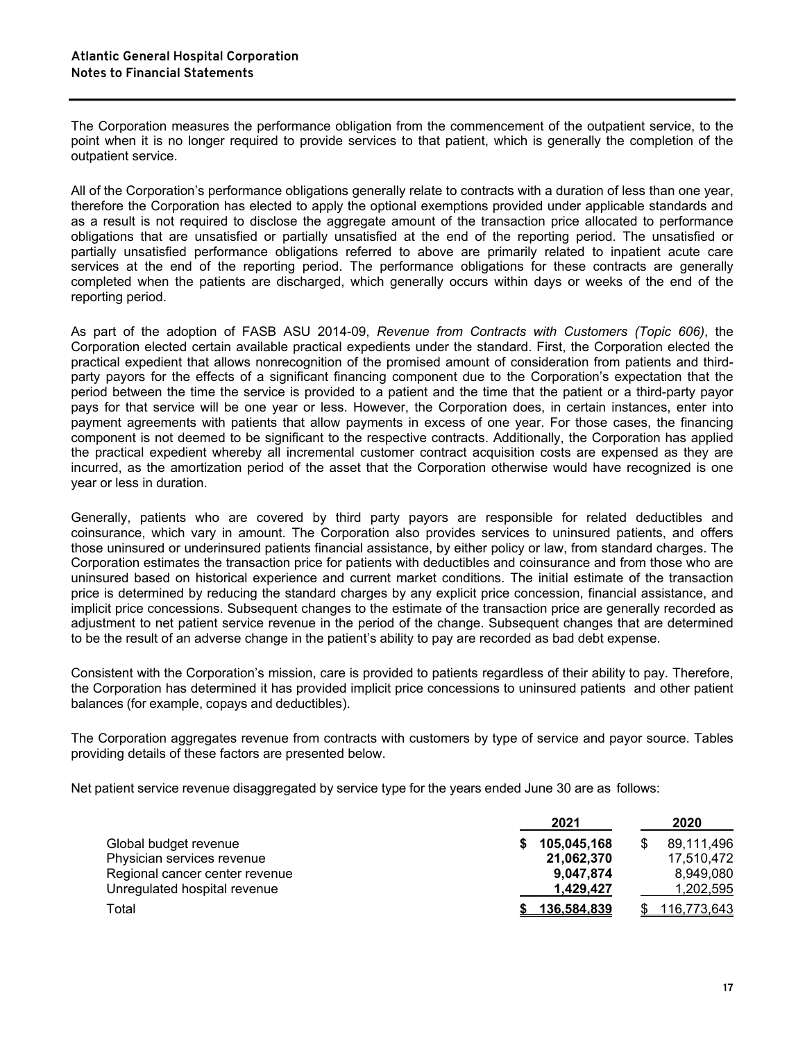The Corporation measures the performance obligation from the commencement of the outpatient service, to the point when it is no longer required to provide services to that patient, which is generally the completion of the outpatient service.

All of the Corporation's performance obligations generally relate to contracts with a duration of less than one year, therefore the Corporation has elected to apply the optional exemptions provided under applicable standards and as a result is not required to disclose the aggregate amount of the transaction price allocated to performance obligations that are unsatisfied or partially unsatisfied at the end of the reporting period. The unsatisfied or partially unsatisfied performance obligations referred to above are primarily related to inpatient acute care services at the end of the reporting period. The performance obligations for these contracts are generally completed when the patients are discharged, which generally occurs within days or weeks of the end of the reporting period.

As part of the adoption of FASB ASU 2014-09, *Revenue from Contracts with Customers (Topic 606)*, the Corporation elected certain available practical expedients under the standard. First, the Corporation elected the practical expedient that allows nonrecognition of the promised amount of consideration from patients and third-party payors for the effects of a significant financing component due to the Corporation's expectation that the period between the time the service is provided to a patient and the time that the patient or a third-party payor pays for that service will be one year or less. However, the Corporation does, in certain instances, enter into payment agreements with patients that allow payments in excess of one year. For those cases, the financing component is not deemed to be significant to the respective contracts. Additionally, the Corporation has applied the practical expedient whereby all incremental customer contract acquisition costs are expensed as they are incurred, as the amortization period of the asset that the Corporation otherwise would have recognized is one year or less in duration.

Generally, patients who are covered by third party payors are responsible for related deductibles and coinsurance, which vary in amount. The Corporation also provides services to uninsured patients, and offers those uninsured or underinsured patients financial assistance, by either policy or law, from standard charges. The Corporation estimates the transaction price for patients with deductibles and coinsurance and from those who are uninsured based on historical experience and current market conditions. The initial estimate of the transaction price is determined by reducing the standard charges by any explicit price concession, financial assistance, and implicit price concessions. Subsequent changes to the estimate of the transaction price are generally recorded as adjustment to net patient service revenue in the period of the change. Subsequent changes that are determined to be the result of an adverse change in the patient's ability to pay are recorded as bad debt expense.

Consistent with the Corporation's mission, care is provided to patients regardless of their ability to pay. Therefore, the Corporation has determined it has provided implicit price concessions to uninsured patients and other patient balances (for example, copays and deductibles).

The Corporation aggregates revenue from contracts with customers by type of service and payor source. Tables providing details of these factors are presented below.

Net patient service revenue disaggregated by service type for the years ended June 30 are as follows:

| | 2021 | 2020 |
|---|---|---|
| Global budget revenue | **$ 105,045,168** | $ 89,111,496 |
| Physician services revenue | **21,062,370** | 17,510,472 |
| Regional cancer center revenue | **9,047,874** | 8,949,080 |
| Unregulated hospital revenue | **1,429,427** | 1,202,595 |
| Total | **$ 136,584,839** | $ 116,773,643 |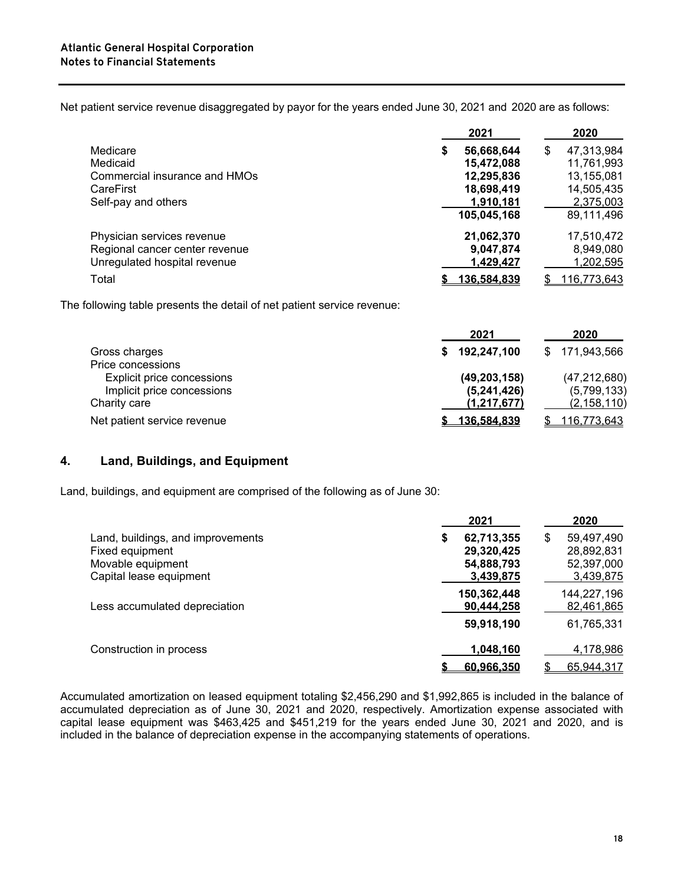Net patient service revenue disaggregated by payor for the years ended June 30, 2021 and 2020 are as follows:

| | 2021 | 2020 |
|---|---|---|
| Medicare | **$ 56,668,644** | $ 47,313,984 |
| Medicaid | **15,472,088** | 11,761,993 |
| Commercial insurance and HMOs | **12,295,836** | 13,155,081 |
| CareFirst | **18,698,419** | 14,505,435 |
| Self-pay and others | **1,910,181** | 2,375,003 |
| | **105,045,168** | 89,111,496 |
| Physician services revenue | **21,062,370** | 17,510,472 |
| Regional cancer center revenue | **9,047,874** | 8,949,080 |
| Unregulated hospital revenue | **1,429,427** | 1,202,595 |
| Total | **$ 136,584,839** | $ 116,773,643 |

The following table presents the detail of net patient service revenue:

| | 2021 | 2020 |
|---|---|---|
| Gross charges | **$ 192,247,100** | $ 171,943,566 |
| Price concessions | | |
| Explicit price concessions | **(49,203,158)** | (47,212,680) |
| Implicit price concessions | **(5,241,426)** | (5,799,133) |
| Charity care | **(1,217,677)** | (2,158,110) |
| Net patient service revenue | **$ 136,584,839** | $ 116,773,643 |

## 4. Land, Buildings, and Equipment

Land, buildings, and equipment are comprised of the following as of June 30:

| | 2021 | 2020 |
|---|---|---|
| Land, buildings, and improvements | **$ 62,713,355** | $ 59,497,490 |
| Fixed equipment | **29,320,425** | 28,892,831 |
| Movable equipment | **54,888,793** | 52,397,000 |
| Capital lease equipment | **3,439,875** | 3,439,875 |
| | **150,362,448** | 144,227,196 |
| Less accumulated depreciation | **90,444,258** | 82,461,865 |
| | **59,918,190** | 61,765,331 |
| Construction in process | **1,048,160** | 4,178,986 |
| | **$ 60,966,350** | $ 65,944,317 |

Accumulated amortization on leased equipment totaling $2,456,290 and $1,992,865 is included in the balance of accumulated depreciation as of June 30, 2021 and 2020, respectively. Amortization expense associated with capital lease equipment was $463,425 and $451,219 for the years ended June 30, 2021 and 2020, and is included in the balance of depreciation expense in the accompanying statements of operations.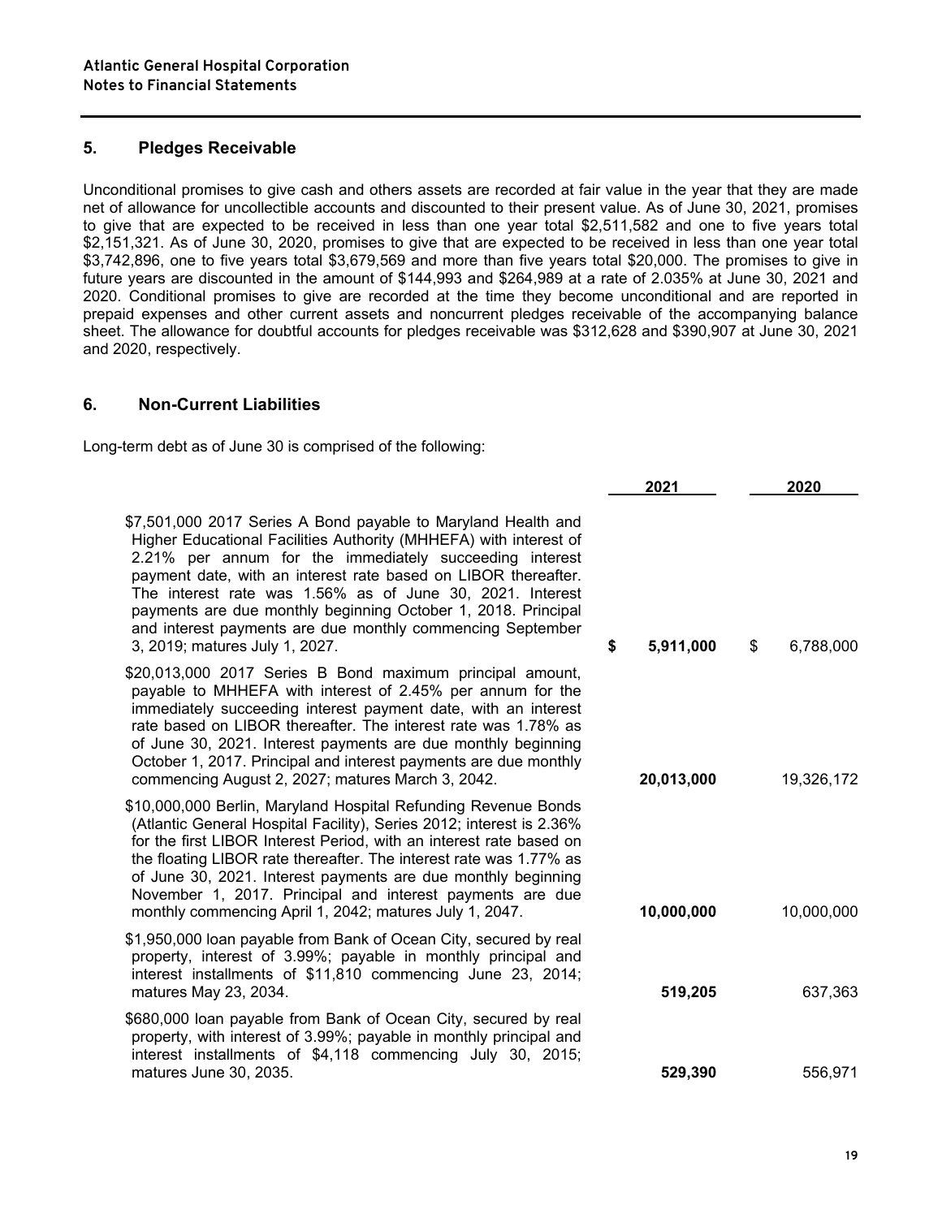**Atlantic General Hospital Corporation**
**Notes to Financial Statements**

## 5. Pledges Receivable

Unconditional promises to give cash and others assets are recorded at fair value in the year that they are made net of allowance for uncollectible accounts and discounted to their present value. As of June 30, 2021, promises to give that are expected to be received in less than one year total $2,511,582 and one to five years total $2,151,321. As of June 30, 2020, promises to give that are expected to be received in less than one year total $3,742,896, one to five years total $3,679,569 and more than five years total $20,000. The promises to give in future years are discounted in the amount of $144,993 and $264,989 at a rate of 2.035% at June 30, 2021 and 2020. Conditional promises to give are recorded at the time they become unconditional and are reported in prepaid expenses and other current assets and noncurrent pledges receivable of the accompanying balance sheet. The allowance for doubtful accounts for pledges receivable was $312,628 and $390,907 at June 30, 2021 and 2020, respectively.

## 6. Non-Current Liabilities

Long-term debt as of June 30 is comprised of the following:

| | 2021 | 2020 |
|---|---|---|
| $7,501,000 2017 Series A Bond payable to Maryland Health and Higher Educational Facilities Authority (MHHEFA) with interest of 2.21% per annum for the immediately succeeding interest payment date, with an interest rate based on LIBOR thereafter. The interest rate was 1.56% as of June 30, 2021. Interest payments are due monthly beginning October 1, 2018. Principal and interest payments are due monthly commencing September 3, 2019; matures July 1, 2027. | **$ 5,911,000** | $ 6,788,000 |
| $20,013,000 2017 Series B Bond maximum principal amount, payable to MHHEFA with interest of 2.45% per annum for the immediately succeeding interest payment date, with an interest rate based on LIBOR thereafter. The interest rate was 1.78% as of June 30, 2021. Interest payments are due monthly beginning October 1, 2017. Principal and interest payments are due monthly commencing August 2, 2027; matures March 3, 2042. | **20,013,000** | 19,326,172 |
| $10,000,000 Berlin, Maryland Hospital Refunding Revenue Bonds (Atlantic General Hospital Facility), Series 2012; interest is 2.36% for the first LIBOR Interest Period, with an interest rate based on the floating LIBOR rate thereafter. The interest rate was 1.77% as of June 30, 2021. Interest payments are due monthly beginning November 1, 2017. Principal and interest payments are due monthly commencing April 1, 2042; matures July 1, 2047. | **10,000,000** | 10,000,000 |
| $1,950,000 loan payable from Bank of Ocean City, secured by real property, interest of 3.99%; payable in monthly principal and interest installments of $11,810 commencing June 23, 2014; matures May 23, 2034. | **519,205** | 637,363 |
| $680,000 loan payable from Bank of Ocean City, secured by real property, with interest of 3.99%; payable in monthly principal and interest installments of $4,118 commencing July 30, 2015; matures June 30, 2035. | **529,390** | 556,971 |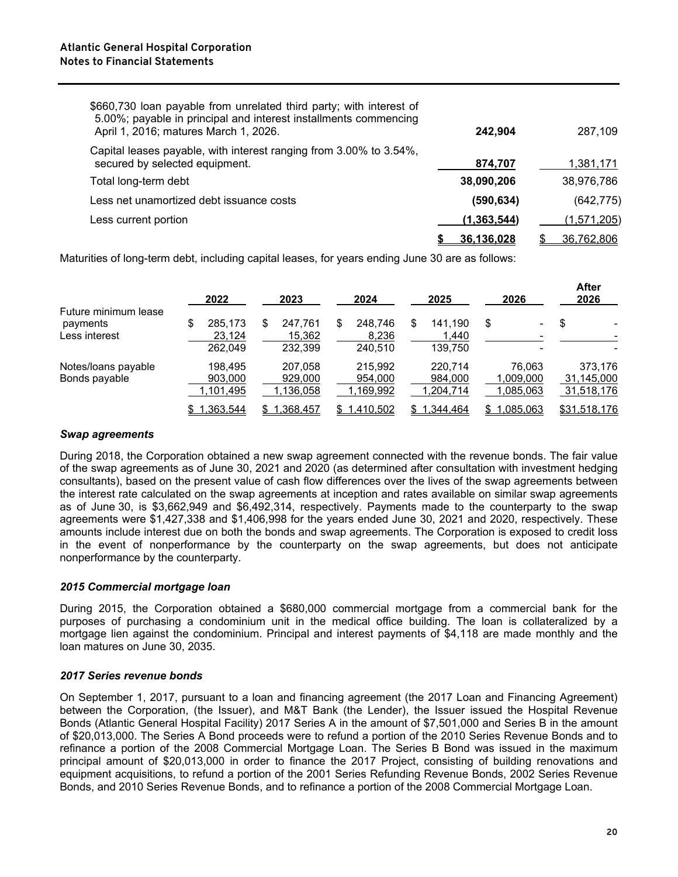| | | |
|---|---|---|
| $660,730 loan payable from unrelated third party; with interest of 5.00%; payable in principal and interest installments commencing April 1, 2016; matures March 1, 2026. | **242,904** | 287,109 |
| Capital leases payable, with interest ranging from 3.00% to 3.54%, secured by selected equipment. | **874,707** | 1,381,171 |
| Total long-term debt | **38,090,206** | 38,976,786 |
| Less net unamortized debt issuance costs | **(590,634)** | (642,775) |
| Less current portion | **(1,363,544)** | (1,571,205) |
| | **$ 36,136,028** | $ 36,762,806 |

Maturities of long-term debt, including capital leases, for years ending June 30 are as follows:

| | 2022 | 2023 | 2024 | 2025 | 2026 | After 2026 |
|---|---|---|---|---|---|---|
| Future minimum lease payments | $ 285,173 | $ 247,761 | $ 248,746 | $ 141,190 | $ - | $ - |
| Less interest | 23,124 | 15,362 | 8,236 | 1,440 | - | - |
| | 262,049 | 232,399 | 240,510 | 139,750 | - | - |
| Notes/loans payable | 198,495 | 207,058 | 215,992 | 220,714 | 76,063 | 373,176 |
| Bonds payable | 903,000 | 929,000 | 954,000 | 984,000 | 1,009,000 | 31,145,000 |
| | 1,101,495 | 1,136,058 | 1,169,992 | 1,204,714 | 1,085,063 | 31,518,176 |
| | $ 1,363,544 | $ 1,368,457 | $ 1,410,502 | $ 1,344,464 | $ 1,085,063 | $31,518,176 |

### *Swap agreements*

During 2018, the Corporation obtained a new swap agreement connected with the revenue bonds. The fair value of the swap agreements as of June 30, 2021 and 2020 (as determined after consultation with investment hedging consultants), based on the present value of cash flow differences over the lives of the swap agreements between the interest rate calculated on the swap agreements at inception and rates available on similar swap agreements as of June 30, is $3,662,949 and $6,492,314, respectively. Payments made to the counterparty to the swap agreements were $1,427,338 and $1,406,998 for the years ended June 30, 2021 and 2020, respectively. These amounts include interest due on both the bonds and swap agreements. The Corporation is exposed to credit loss in the event of nonperformance by the counterparty on the swap agreements, but does not anticipate nonperformance by the counterparty.

### *2015 Commercial mortgage loan*

During 2015, the Corporation obtained a $680,000 commercial mortgage from a commercial bank for the purposes of purchasing a condominium unit in the medical office building. The loan is collateralized by a mortgage lien against the condominium. Principal and interest payments of $4,118 are made monthly and the loan matures on June 30, 2035.

### *2017 Series revenue bonds*

On September 1, 2017, pursuant to a loan and financing agreement (the 2017 Loan and Financing Agreement) between the Corporation, (the Issuer), and M&T Bank (the Lender), the Issuer issued the Hospital Revenue Bonds (Atlantic General Hospital Facility) 2017 Series A in the amount of $7,501,000 and Series B in the amount of $20,013,000. The Series A Bond proceeds were to refund a portion of the 2010 Series Revenue Bonds and to refinance a portion of the 2008 Commercial Mortgage Loan. The Series B Bond was issued in the maximum principal amount of $20,013,000 in order to finance the 2017 Project, consisting of building renovations and equipment acquisitions, to refund a portion of the 2001 Series Refunding Revenue Bonds, 2002 Series Revenue Bonds, and 2010 Series Revenue Bonds, and to refinance a portion of the 2008 Commercial Mortgage Loan.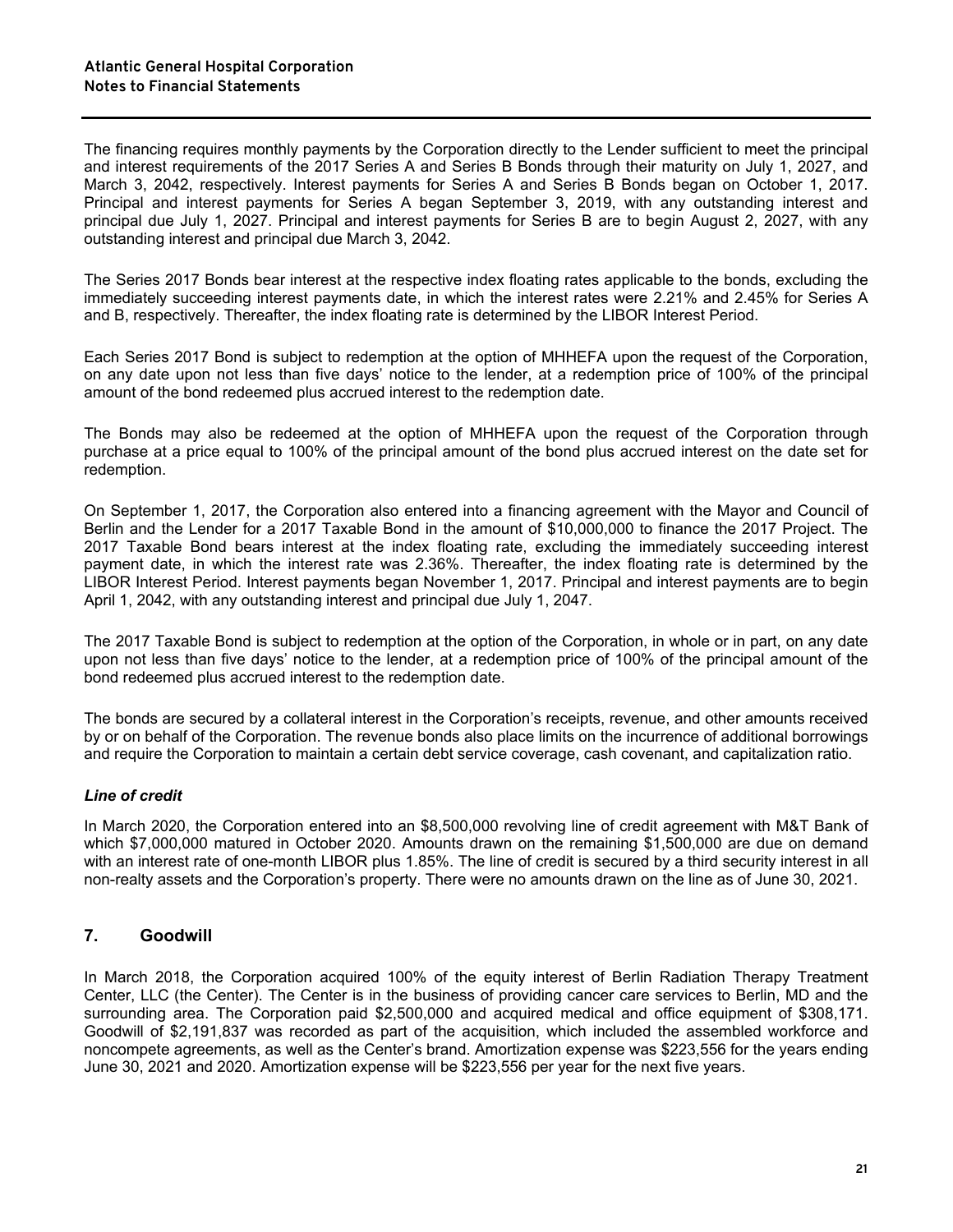The financing requires monthly payments by the Corporation directly to the Lender sufficient to meet the principal and interest requirements of the 2017 Series A and Series B Bonds through their maturity on July 1, 2027, and March 3, 2042, respectively. Interest payments for Series A and Series B Bonds began on October 1, 2017. Principal and interest payments for Series A began September 3, 2019, with any outstanding interest and principal due July 1, 2027. Principal and interest payments for Series B are to begin August 2, 2027, with any outstanding interest and principal due March 3, 2042.

The Series 2017 Bonds bear interest at the respective index floating rates applicable to the bonds, excluding the immediately succeeding interest payments date, in which the interest rates were 2.21% and 2.45% for Series A and B, respectively. Thereafter, the index floating rate is determined by the LIBOR Interest Period.

Each Series 2017 Bond is subject to redemption at the option of MHHEFA upon the request of the Corporation, on any date upon not less than five days' notice to the lender, at a redemption price of 100% of the principal amount of the bond redeemed plus accrued interest to the redemption date.

The Bonds may also be redeemed at the option of MHHEFA upon the request of the Corporation through purchase at a price equal to 100% of the principal amount of the bond plus accrued interest on the date set for redemption.

On September 1, 2017, the Corporation also entered into a financing agreement with the Mayor and Council of Berlin and the Lender for a 2017 Taxable Bond in the amount of $10,000,000 to finance the 2017 Project. The 2017 Taxable Bond bears interest at the index floating rate, excluding the immediately succeeding interest payment date, in which the interest rate was 2.36%. Thereafter, the index floating rate is determined by the LIBOR Interest Period. Interest payments began November 1, 2017. Principal and interest payments are to begin April 1, 2042, with any outstanding interest and principal due July 1, 2047.

The 2017 Taxable Bond is subject to redemption at the option of the Corporation, in whole or in part, on any date upon not less than five days' notice to the lender, at a redemption price of 100% of the principal amount of the bond redeemed plus accrued interest to the redemption date.

The bonds are secured by a collateral interest in the Corporation's receipts, revenue, and other amounts received by or on behalf of the Corporation. The revenue bonds also place limits on the incurrence of additional borrowings and require the Corporation to maintain a certain debt service coverage, cash covenant, and capitalization ratio.

### *Line of credit*

In March 2020, the Corporation entered into an $8,500,000 revolving line of credit agreement with M&T Bank of which $7,000,000 matured in October 2020. Amounts drawn on the remaining $1,500,000 are due on demand with an interest rate of one-month LIBOR plus 1.85%. The line of credit is secured by a third security interest in all non-realty assets and the Corporation's property. There were no amounts drawn on the line as of June 30, 2021.

## 7. Goodwill

In March 2018, the Corporation acquired 100% of the equity interest of Berlin Radiation Therapy Treatment Center, LLC (the Center). The Center is in the business of providing cancer care services to Berlin, MD and the surrounding area. The Corporation paid $2,500,000 and acquired medical and office equipment of $308,171. Goodwill of $2,191,837 was recorded as part of the acquisition, which included the assembled workforce and noncompete agreements, as well as the Center's brand. Amortization expense was $223,556 for the years ending June 30, 2021 and 2020. Amortization expense will be $223,556 per year for the next five years.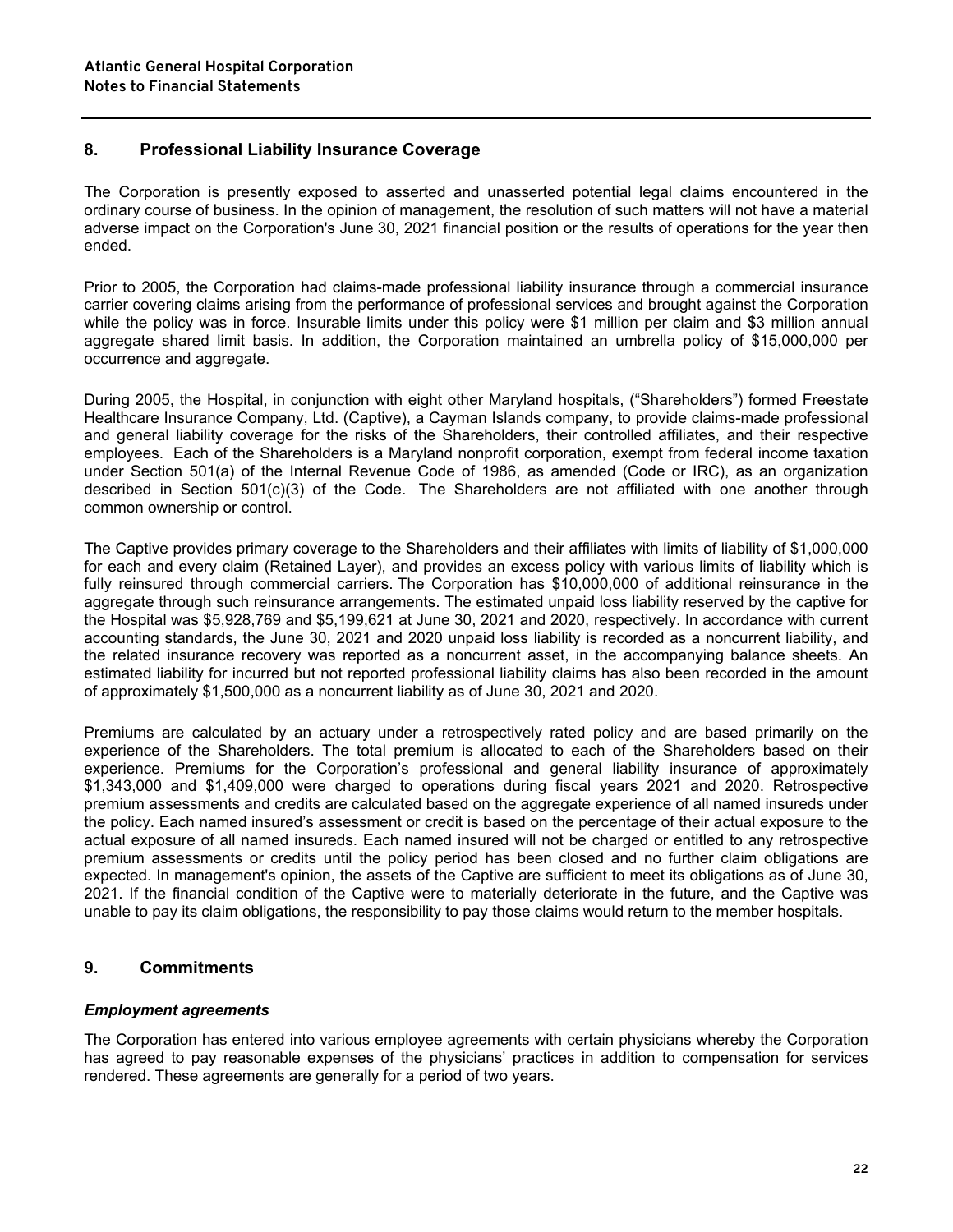## 8. Professional Liability Insurance Coverage

The Corporation is presently exposed to asserted and unasserted potential legal claims encountered in the ordinary course of business. In the opinion of management, the resolution of such matters will not have a material adverse impact on the Corporation's June 30, 2021 financial position or the results of operations for the year then ended.

Prior to 2005, the Corporation had claims-made professional liability insurance through a commercial insurance carrier covering claims arising from the performance of professional services and brought against the Corporation while the policy was in force. Insurable limits under this policy were $1 million per claim and $3 million annual aggregate shared limit basis. In addition, the Corporation maintained an umbrella policy of $15,000,000 per occurrence and aggregate.

During 2005, the Hospital, in conjunction with eight other Maryland hospitals, ("Shareholders") formed Freestate Healthcare Insurance Company, Ltd. (Captive), a Cayman Islands company, to provide claims-made professional and general liability coverage for the risks of the Shareholders, their controlled affiliates, and their respective employees. Each of the Shareholders is a Maryland nonprofit corporation, exempt from federal income taxation under Section 501(a) of the Internal Revenue Code of 1986, as amended (Code or IRC), as an organization described in Section 501(c)(3) of the Code. The Shareholders are not affiliated with one another through common ownership or control.

The Captive provides primary coverage to the Shareholders and their affiliates with limits of liability of $1,000,000 for each and every claim (Retained Layer), and provides an excess policy with various limits of liability which is fully reinsured through commercial carriers. The Corporation has $10,000,000 of additional reinsurance in the aggregate through such reinsurance arrangements. The estimated unpaid loss liability reserved by the captive for the Hospital was $5,928,769 and $5,199,621 at June 30, 2021 and 2020, respectively. In accordance with current accounting standards, the June 30, 2021 and 2020 unpaid loss liability is recorded as a noncurrent liability, and the related insurance recovery was reported as a noncurrent asset, in the accompanying balance sheets. An estimated liability for incurred but not reported professional liability claims has also been recorded in the amount of approximately $1,500,000 as a noncurrent liability as of June 30, 2021 and 2020.

Premiums are calculated by an actuary under a retrospectively rated policy and are based primarily on the experience of the Shareholders. The total premium is allocated to each of the Shareholders based on their experience. Premiums for the Corporation's professional and general liability insurance of approximately $1,343,000 and $1,409,000 were charged to operations during fiscal years 2021 and 2020. Retrospective premium assessments and credits are calculated based on the aggregate experience of all named insureds under the policy. Each named insured's assessment or credit is based on the percentage of their actual exposure to the actual exposure of all named insureds. Each named insured will not be charged or entitled to any retrospective premium assessments or credits until the policy period has been closed and no further claim obligations are expected. In management's opinion, the assets of the Captive are sufficient to meet its obligations as of June 30, 2021. If the financial condition of the Captive were to materially deteriorate in the future, and the Captive was unable to pay its claim obligations, the responsibility to pay those claims would return to the member hospitals.

## 9. Commitments

### *Employment agreements*

The Corporation has entered into various employee agreements with certain physicians whereby the Corporation has agreed to pay reasonable expenses of the physicians' practices in addition to compensation for services rendered. These agreements are generally for a period of two years.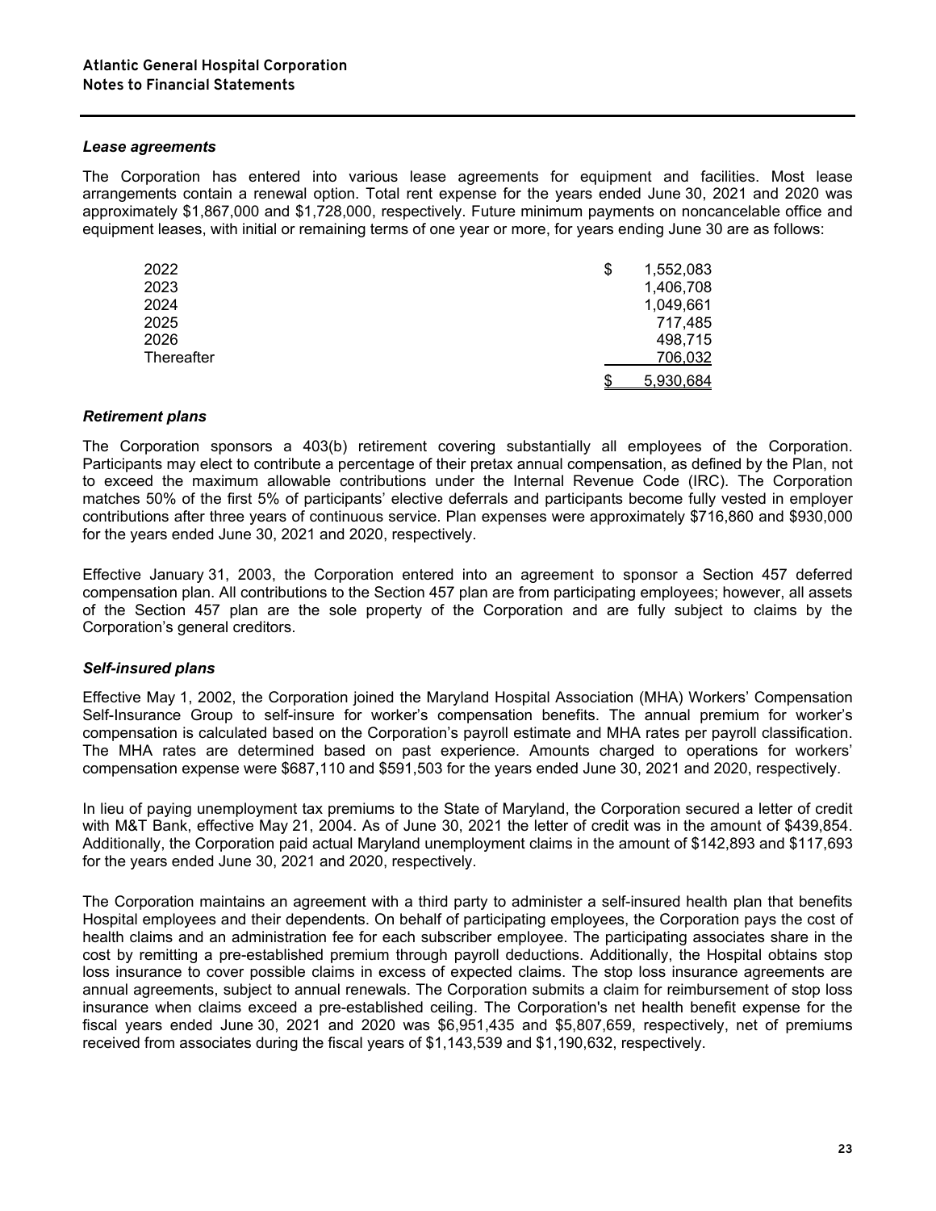### *Lease agreements*

The Corporation has entered into various lease agreements for equipment and facilities. Most lease arrangements contain a renewal option. Total rent expense for the years ended June 30, 2021 and 2020 was approximately $1,867,000 and $1,728,000, respectively. Future minimum payments on noncancelable office and equipment leases, with initial or remaining terms of one year or more, for years ending June 30 are as follows:

| | |
|---|---|
| 2022 | $ 1,552,083 |
| 2023 | 1,406,708 |
| 2024 | 1,049,661 |
| 2025 | 717,485 |
| 2026 | 498,715 |
| Thereafter | 706,032 |
| | $ 5,930,684 |

### *Retirement plans*

The Corporation sponsors a 403(b) retirement covering substantially all employees of the Corporation. Participants may elect to contribute a percentage of their pretax annual compensation, as defined by the Plan, not to exceed the maximum allowable contributions under the Internal Revenue Code (IRC). The Corporation matches 50% of the first 5% of participants' elective deferrals and participants become fully vested in employer contributions after three years of continuous service. Plan expenses were approximately $716,860 and $930,000 for the years ended June 30, 2021 and 2020, respectively.

Effective January 31, 2003, the Corporation entered into an agreement to sponsor a Section 457 deferred compensation plan. All contributions to the Section 457 plan are from participating employees; however, all assets of the Section 457 plan are the sole property of the Corporation and are fully subject to claims by the Corporation's general creditors.

### *Self-insured plans*

Effective May 1, 2002, the Corporation joined the Maryland Hospital Association (MHA) Workers' Compensation Self-Insurance Group to self-insure for worker's compensation benefits. The annual premium for worker's compensation is calculated based on the Corporation's payroll estimate and MHA rates per payroll classification. The MHA rates are determined based on past experience. Amounts charged to operations for workers' compensation expense were $687,110 and $591,503 for the years ended June 30, 2021 and 2020, respectively.

In lieu of paying unemployment tax premiums to the State of Maryland, the Corporation secured a letter of credit with M&T Bank, effective May 21, 2004. As of June 30, 2021 the letter of credit was in the amount of $439,854. Additionally, the Corporation paid actual Maryland unemployment claims in the amount of $142,893 and $117,693 for the years ended June 30, 2021 and 2020, respectively.

The Corporation maintains an agreement with a third party to administer a self-insured health plan that benefits Hospital employees and their dependents. On behalf of participating employees, the Corporation pays the cost of health claims and an administration fee for each subscriber employee. The participating associates share in the cost by remitting a pre-established premium through payroll deductions. Additionally, the Hospital obtains stop loss insurance to cover possible claims in excess of expected claims. The stop loss insurance agreements are annual agreements, subject to annual renewals. The Corporation submits a claim for reimbursement of stop loss insurance when claims exceed a pre-established ceiling. The Corporation's net health benefit expense for the fiscal years ended June 30, 2021 and 2020 was $6,951,435 and $5,807,659, respectively, net of premiums received from associates during the fiscal years of $1,143,539 and $1,190,632, respectively.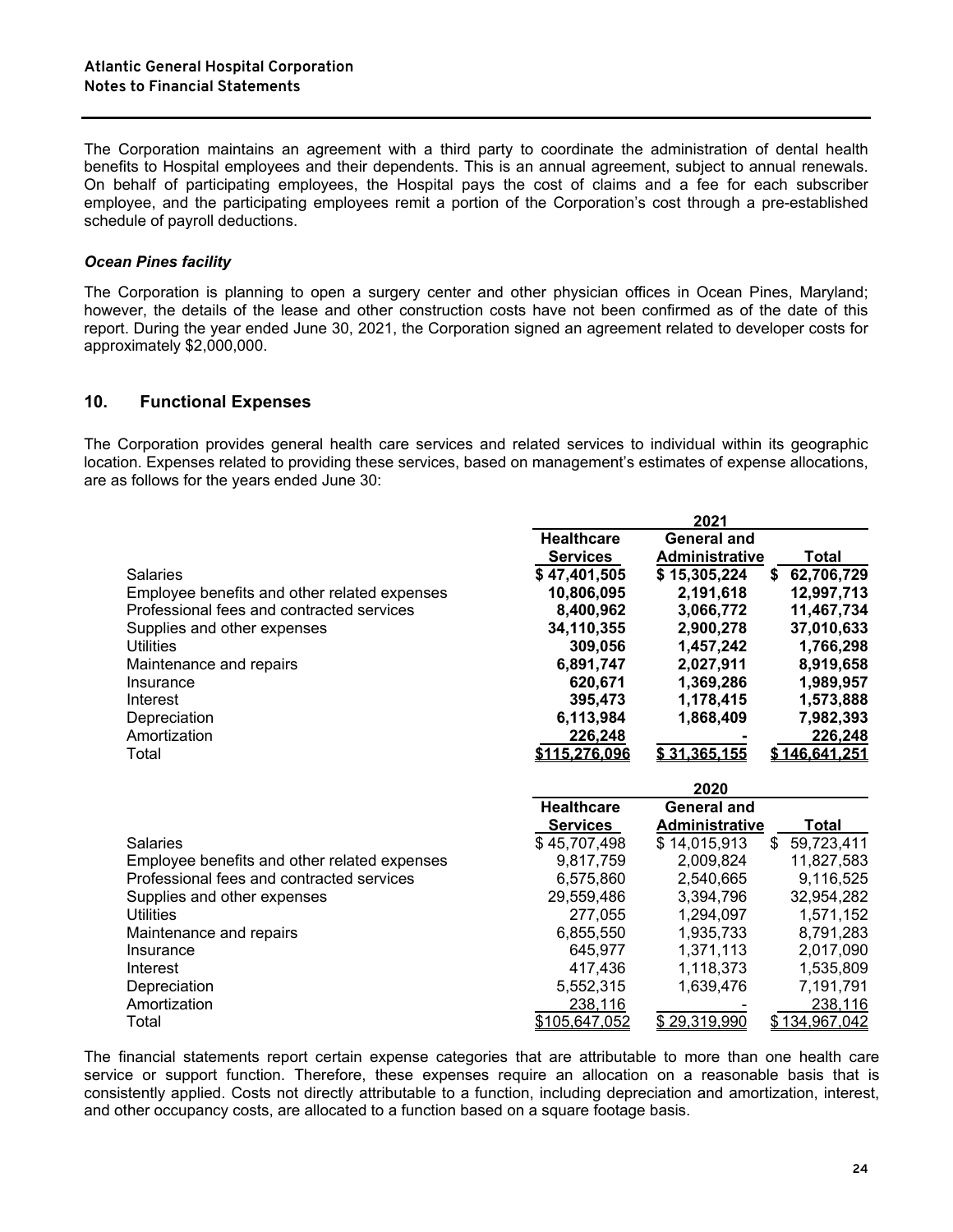The Corporation maintains an agreement with a third party to coordinate the administration of dental health benefits to Hospital employees and their dependents. This is an annual agreement, subject to annual renewals. On behalf of participating employees, the Hospital pays the cost of claims and a fee for each subscriber employee, and the participating employees remit a portion of the Corporation's cost through a pre-established schedule of payroll deductions.

***Ocean Pines facility***

The Corporation is planning to open a surgery center and other physician offices in Ocean Pines, Maryland; however, the details of the lease and other construction costs have not been confirmed as of the date of this report. During the year ended June 30, 2021, the Corporation signed an agreement related to developer costs for approximately $2,000,000.

## 10. Functional Expenses

The Corporation provides general health care services and related services to individual within its geographic location. Expenses related to providing these services, based on management's estimates of expense allocations, are as follows for the years ended June 30:

| | 2021 | | |
|---|---|---|---|
| | **Healthcare Services** | **General and Administrative** | **Total** |
| Salaries | **$ 47,401,505** | **$ 15,305,224** | **$ 62,706,729** |
| Employee benefits and other related expenses | **10,806,095** | **2,191,618** | **12,997,713** |
| Professional fees and contracted services | **8,400,962** | **3,066,772** | **11,467,734** |
| Supplies and other expenses | **34,110,355** | **2,900,278** | **37,010,633** |
| Utilities | **309,056** | **1,457,242** | **1,766,298** |
| Maintenance and repairs | **6,891,747** | **2,027,911** | **8,919,658** |
| Insurance | **620,671** | **1,369,286** | **1,989,957** |
| Interest | **395,473** | **1,178,415** | **1,573,888** |
| Depreciation | **6,113,984** | **1,868,409** | **7,982,393** |
| Amortization | **226,248** | **-** | **226,248** |
| Total | **$115,276,096** | **$ 31,365,155** | **$ 146,641,251** |

| | 2020 | | |
|---|---|---|---|
| | **Healthcare Services** | **General and Administrative** | **Total** |
| Salaries | $ 45,707,498 | $ 14,015,913 | $ 59,723,411 |
| Employee benefits and other related expenses | 9,817,759 | 2,009,824 | 11,827,583 |
| Professional fees and contracted services | 6,575,860 | 2,540,665 | 9,116,525 |
| Supplies and other expenses | 29,559,486 | 3,394,796 | 32,954,282 |
| Utilities | 277,055 | 1,294,097 | 1,571,152 |
| Maintenance and repairs | 6,855,550 | 1,935,733 | 8,791,283 |
| Insurance | 645,977 | 1,371,113 | 2,017,090 |
| Interest | 417,436 | 1,118,373 | 1,535,809 |
| Depreciation | 5,552,315 | 1,639,476 | 7,191,791 |
| Amortization | 238,116 | - | 238,116 |
| Total | $105,647,052 | $ 29,319,990 | $ 134,967,042 |

The financial statements report certain expense categories that are attributable to more than one health care service or support function. Therefore, these expenses require an allocation on a reasonable basis that is consistently applied. Costs not directly attributable to a function, including depreciation and amortization, interest, and other occupancy costs, are allocated to a function based on a square footage basis.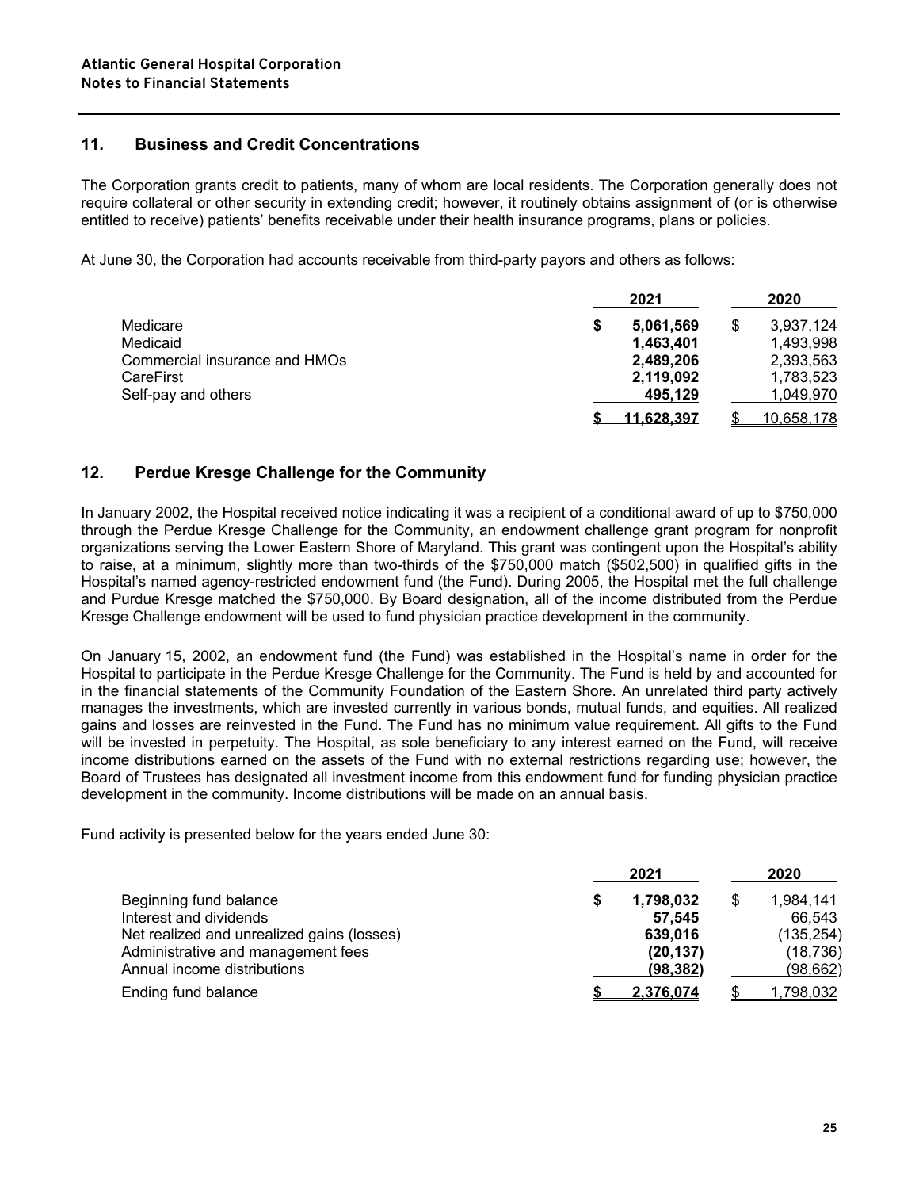## 11. Business and Credit Concentrations

The Corporation grants credit to patients, many of whom are local residents. The Corporation generally does not require collateral or other security in extending credit; however, it routinely obtains assignment of (or is otherwise entitled to receive) patients' benefits receivable under their health insurance programs, plans or policies.

At June 30, the Corporation had accounts receivable from third-party payors and others as follows:

| | 2021 | 2020 |
|---|---|---|
| Medicare | **$ 5,061,569** | $ 3,937,124 |
| Medicaid | **1,463,401** | 1,493,998 |
| Commercial insurance and HMOs | **2,489,206** | 2,393,563 |
| CareFirst | **2,119,092** | 1,783,523 |
| Self-pay and others | **495,129** | 1,049,970 |
| | **$ 11,628,397** | $ 10,658,178 |

## 12. Perdue Kresge Challenge for the Community

In January 2002, the Hospital received notice indicating it was a recipient of a conditional award of up to $750,000 through the Perdue Kresge Challenge for the Community, an endowment challenge grant program for nonprofit organizations serving the Lower Eastern Shore of Maryland. This grant was contingent upon the Hospital's ability to raise, at a minimum, slightly more than two-thirds of the $750,000 match ($502,500) in qualified gifts in the Hospital's named agency-restricted endowment fund (the Fund). During 2005, the Hospital met the full challenge and Purdue Kresge matched the $750,000. By Board designation, all of the income distributed from the Perdue Kresge Challenge endowment will be used to fund physician practice development in the community.

On January 15, 2002, an endowment fund (the Fund) was established in the Hospital's name in order for the Hospital to participate in the Perdue Kresge Challenge for the Community. The Fund is held by and accounted for in the financial statements of the Community Foundation of the Eastern Shore. An unrelated third party actively manages the investments, which are invested currently in various bonds, mutual funds, and equities. All realized gains and losses are reinvested in the Fund. The Fund has no minimum value requirement. All gifts to the Fund will be invested in perpetuity. The Hospital, as sole beneficiary to any interest earned on the Fund, will receive income distributions earned on the assets of the Fund with no external restrictions regarding use; however, the Board of Trustees has designated all investment income from this endowment fund for funding physician practice development in the community. Income distributions will be made on an annual basis.

Fund activity is presented below for the years ended June 30:

| | 2021 | 2020 |
|---|---|---|
| Beginning fund balance | **$ 1,798,032** | $ 1,984,141 |
| Interest and dividends | **57,545** | 66,543 |
| Net realized and unrealized gains (losses) | **639,016** | (135,254) |
| Administrative and management fees | **(20,137)** | (18,736) |
| Annual income distributions | **(98,382)** | (98,662) |
| Ending fund balance | **$ 2,376,074** | $ 1,798,032 |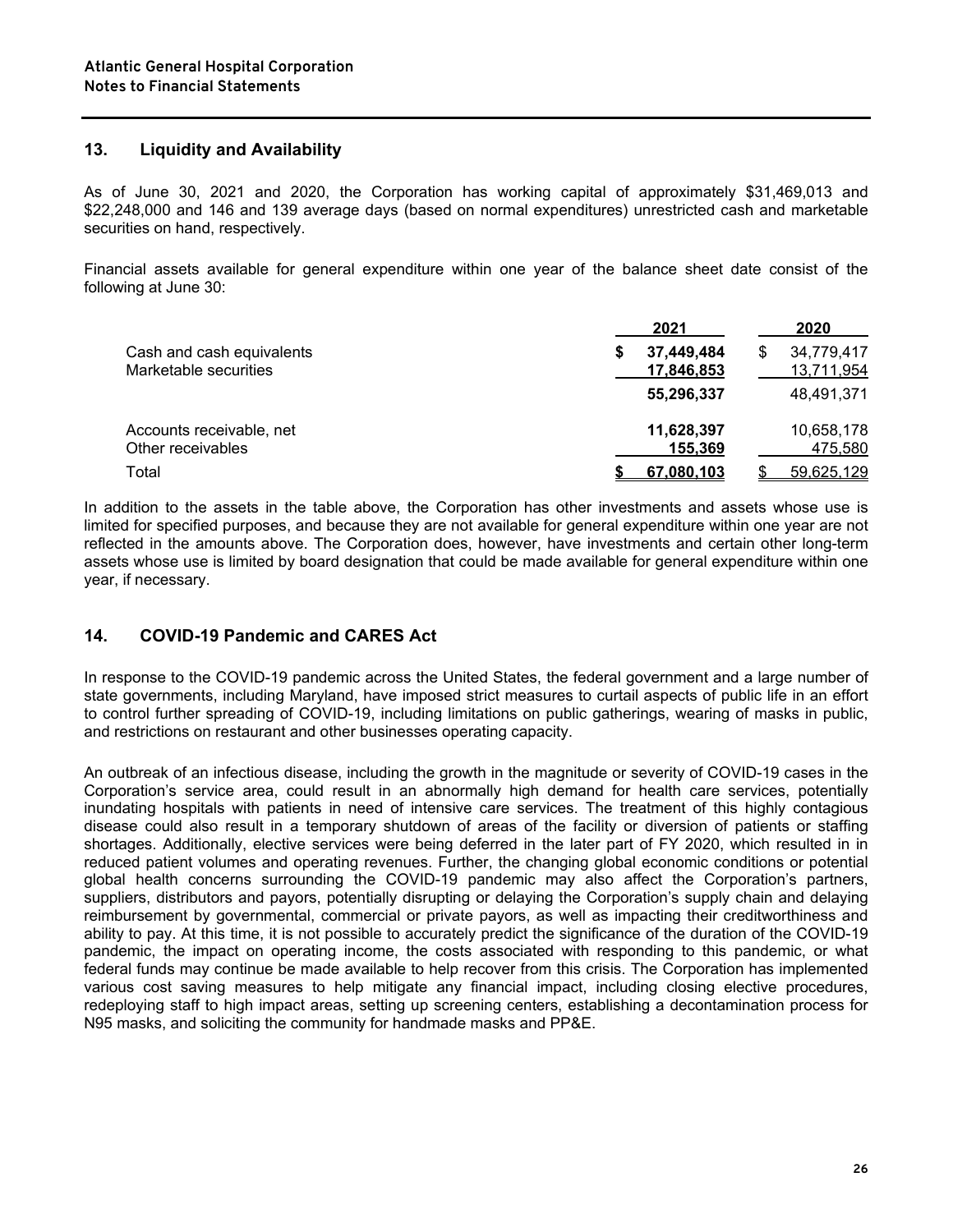## 13. Liquidity and Availability

As of June 30, 2021 and 2020, the Corporation has working capital of approximately $31,469,013 and $22,248,000 and 146 and 139 average days (based on normal expenditures) unrestricted cash and marketable securities on hand, respectively.

Financial assets available for general expenditure within one year of the balance sheet date consist of the following at June 30:

| | 2021 | 2020 |
|---|---|---|
| Cash and cash equivalents | **$ 37,449,484** | $ 34,779,417 |
| Marketable securities | **17,846,853** | 13,711,954 |
| | **55,296,337** | 48,491,371 |
| Accounts receivable, net | **11,628,397** | 10,658,178 |
| Other receivables | **155,369** | 475,580 |
| Total | **$ 67,080,103** | $ 59,625,129 |

In addition to the assets in the table above, the Corporation has other investments and assets whose use is limited for specified purposes, and because they are not available for general expenditure within one year are not reflected in the amounts above. The Corporation does, however, have investments and certain other long-term assets whose use is limited by board designation that could be made available for general expenditure within one year, if necessary.

## 14. COVID-19 Pandemic and CARES Act

In response to the COVID-19 pandemic across the United States, the federal government and a large number of state governments, including Maryland, have imposed strict measures to curtail aspects of public life in an effort to control further spreading of COVID-19, including limitations on public gatherings, wearing of masks in public, and restrictions on restaurant and other businesses operating capacity.

An outbreak of an infectious disease, including the growth in the magnitude or severity of COVID-19 cases in the Corporation's service area, could result in an abnormally high demand for health care services, potentially inundating hospitals with patients in need of intensive care services. The treatment of this highly contagious disease could also result in a temporary shutdown of areas of the facility or diversion of patients or staffing shortages. Additionally, elective services were being deferred in the later part of FY 2020, which resulted in in reduced patient volumes and operating revenues. Further, the changing global economic conditions or potential global health concerns surrounding the COVID-19 pandemic may also affect the Corporation's partners, suppliers, distributors and payors, potentially disrupting or delaying the Corporation's supply chain and delaying reimbursement by governmental, commercial or private payors, as well as impacting their creditworthiness and ability to pay. At this time, it is not possible to accurately predict the significance of the duration of the COVID-19 pandemic, the impact on operating income, the costs associated with responding to this pandemic, or what federal funds may continue be made available to help recover from this crisis. The Corporation has implemented various cost saving measures to help mitigate any financial impact, including closing elective procedures, redeploying staff to high impact areas, setting up screening centers, establishing a decontamination process for N95 masks, and soliciting the community for handmade masks and PP&E.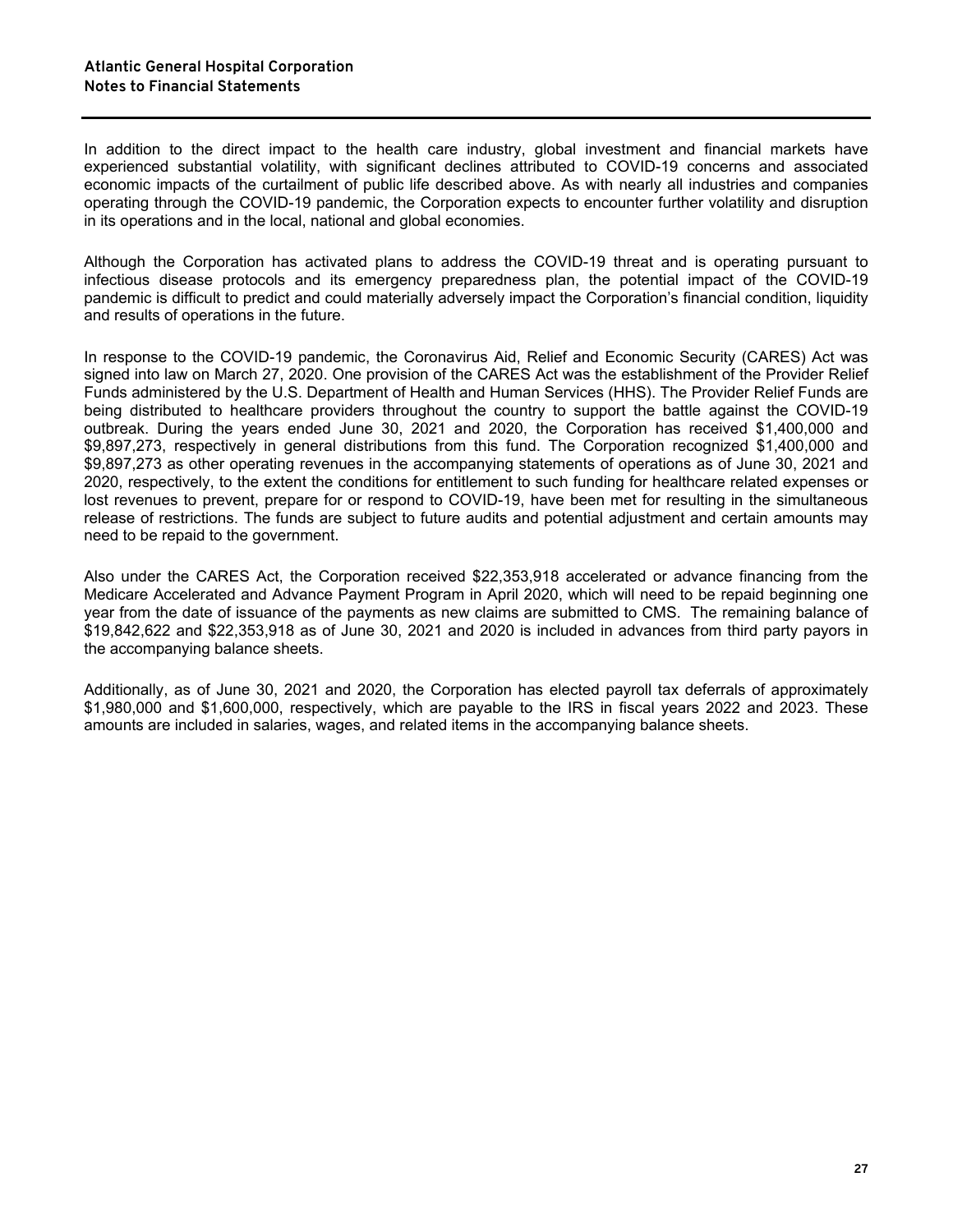In addition to the direct impact to the health care industry, global investment and financial markets have experienced substantial volatility, with significant declines attributed to COVID-19 concerns and associated economic impacts of the curtailment of public life described above. As with nearly all industries and companies operating through the COVID-19 pandemic, the Corporation expects to encounter further volatility and disruption in its operations and in the local, national and global economies.

Although the Corporation has activated plans to address the COVID-19 threat and is operating pursuant to infectious disease protocols and its emergency preparedness plan, the potential impact of the COVID-19 pandemic is difficult to predict and could materially adversely impact the Corporation's financial condition, liquidity and results of operations in the future.

In response to the COVID-19 pandemic, the Coronavirus Aid, Relief and Economic Security (CARES) Act was signed into law on March 27, 2020. One provision of the CARES Act was the establishment of the Provider Relief Funds administered by the U.S. Department of Health and Human Services (HHS). The Provider Relief Funds are being distributed to healthcare providers throughout the country to support the battle against the COVID-19 outbreak. During the years ended June 30, 2021 and 2020, the Corporation has received \$1,400,000 and \$9,897,273, respectively in general distributions from this fund. The Corporation recognized \$1,400,000 and \$9,897,273 as other operating revenues in the accompanying statements of operations as of June 30, 2021 and 2020, respectively, to the extent the conditions for entitlement to such funding for healthcare related expenses or lost revenues to prevent, prepare for or respond to COVID-19, have been met for resulting in the simultaneous release of restrictions. The funds are subject to future audits and potential adjustment and certain amounts may need to be repaid to the government.

Also under the CARES Act, the Corporation received \$22,353,918 accelerated or advance financing from the Medicare Accelerated and Advance Payment Program in April 2020, which will need to be repaid beginning one year from the date of issuance of the payments as new claims are submitted to CMS. The remaining balance of \$19,842,622 and \$22,353,918 as of June 30, 2021 and 2020 is included in advances from third party payors in the accompanying balance sheets.

Additionally, as of June 30, 2021 and 2020, the Corporation has elected payroll tax deferrals of approximately \$1,980,000 and \$1,600,000, respectively, which are payable to the IRS in fiscal years 2022 and 2023. These amounts are included in salaries, wages, and related items in the accompanying balance sheets.